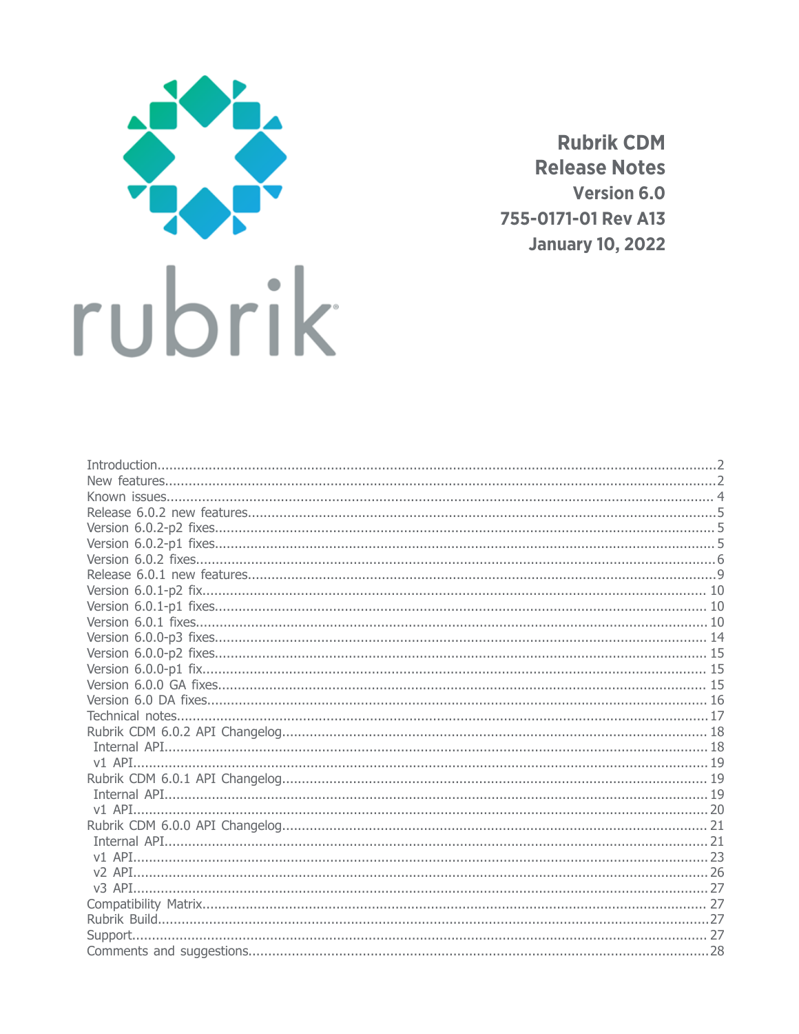# Rubrik CDM Release Notes

## Version 6.0

755-0171-01 Rev A13

January 10, 2022

Introduction....2
New features....2
Known issues....4
Release 6.0.2 new features....5
Version 6.0.2-p2 fixes....5
Version 6.0.2-p1 fixes....5
Version 6.0.2 fixes....6
Release 6.0.1 new features....9
Version 6.0.1-p2 fix....10
Version 6.0.1-p1 fixes....10
Version 6.0.1 fixes....10
Version 6.0.0-p3 fixes....14
Version 6.0.0-p2 fixes....15
Version 6.0.0-p1 fix....15
Version 6.0.0 GA fixes....15
Version 6.0 DA fixes....16
Technical notes....17
Rubrik CDM 6.0.2 API Changelog....18
 Internal API....18
 v1 API....19
Rubrik CDM 6.0.1 API Changelog....19
 Internal API....19
 v1 API....20
Rubrik CDM 6.0.0 API Changelog....21
 Internal API....21
 v1 API....23
 v2 API....26
 v3 API....27
Compatibility Matrix....27
Rubrik Build....27
Support....27
Comments and suggestions....28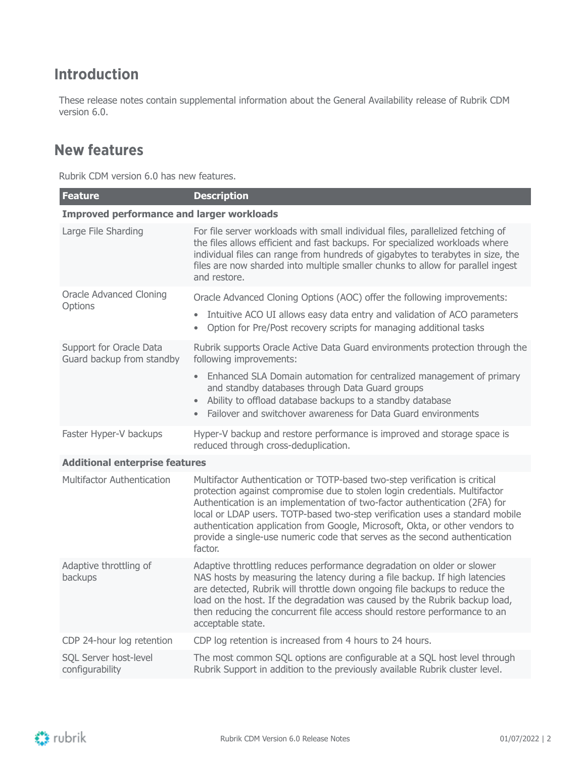## Introduction

These release notes contain supplemental information about the General Availability release of Rubrik CDM version 6.0.

## New features

Rubrik CDM version 6.0 has new features.

| Feature | Description |
| --- | --- |
| **Improved performance and larger workloads** | |
| Large File Sharding | For file server workloads with small individual files, parallelized fetching of the files allows efficient and fast backups. For specialized workloads where individual files can range from hundreds of gigabytes to terabytes in size, the files are now sharded into multiple smaller chunks to allow for parallel ingest and restore. |
| Oracle Advanced Cloning Options | Oracle Advanced Cloning Options (AOC) offer the following improvements:<br>• Intuitive ACO UI allows easy data entry and validation of ACO parameters<br>• Option for Pre/Post recovery scripts for managing additional tasks |
| Support for Oracle Data Guard backup from standby | Rubrik supports Oracle Active Data Guard environments protection through the following improvements:<br>• Enhanced SLA Domain automation for centralized management of primary and standby databases through Data Guard groups<br>• Ability to offload database backups to a standby database<br>• Failover and switchover awareness for Data Guard environments |
| Faster Hyper-V backups | Hyper-V backup and restore performance is improved and storage space is reduced through cross-deduplication. |
| **Additional enterprise features** | |
| Multifactor Authentication | Multifactor Authentication or TOTP-based two-step verification is critical protection against compromise due to stolen login credentials. Multifactor Authentication is an implementation of two-factor authentication (2FA) for local or LDAP users. TOTP-based two-step verification uses a standard mobile authentication application from Google, Microsoft, Okta, or other vendors to provide a single-use numeric code that serves as the second authentication factor. |
| Adaptive throttling of backups | Adaptive throttling reduces performance degradation on older or slower NAS hosts by measuring the latency during a file backup. If high latencies are detected, Rubrik will throttle down ongoing file backups to reduce the load on the host. If the degradation was caused by the Rubrik backup load, then reducing the concurrent file access should restore performance to an acceptable state. |
| CDP 24-hour log retention | CDP log retention is increased from 4 hours to 24 hours. |
| SQL Server host-level configurability | The most common SQL options are configurable at a SQL host level through Rubrik Support in addition to the previously available Rubrik cluster level. |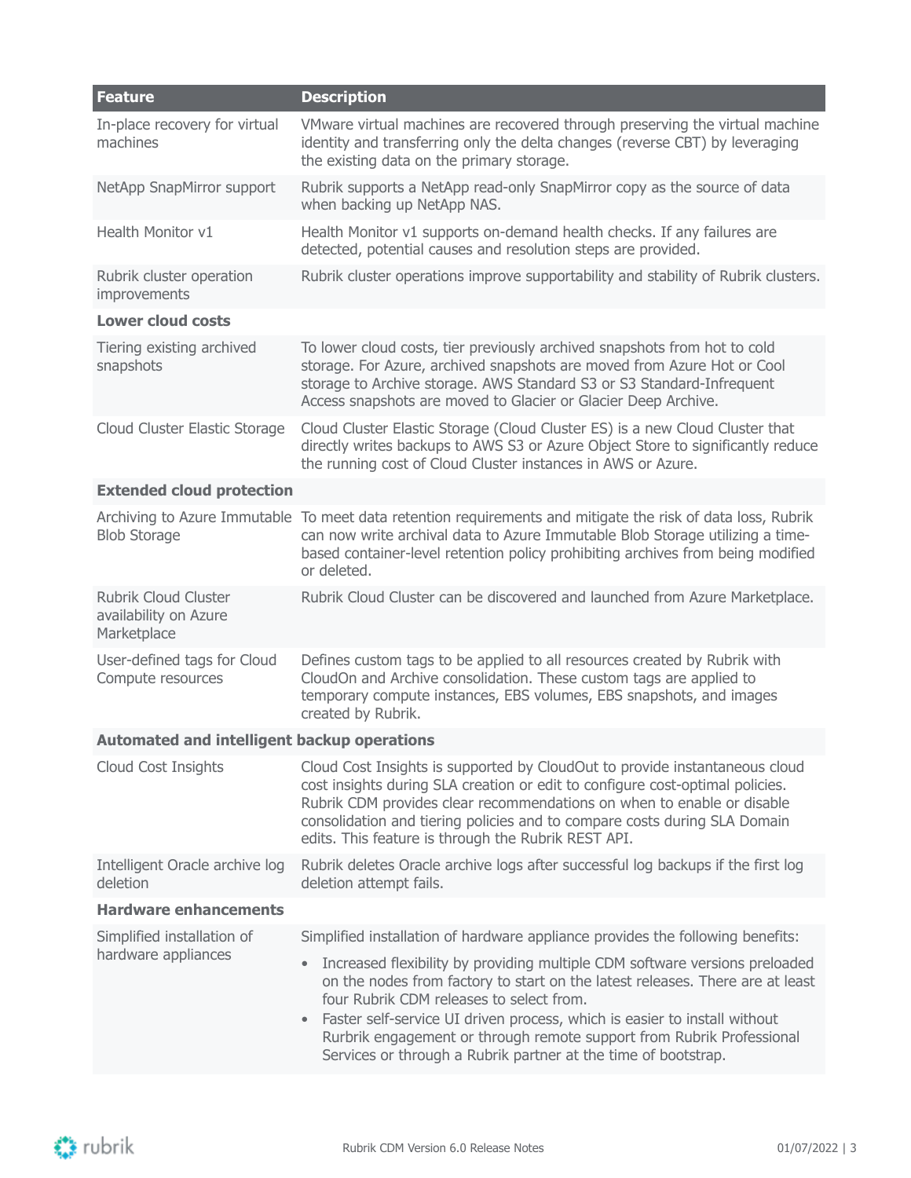| Feature | Description |
| --- | --- |
| In-place recovery for virtual machines | VMware virtual machines are recovered through preserving the virtual machine identity and transferring only the delta changes (reverse CBT) by leveraging the existing data on the primary storage. |
| NetApp SnapMirror support | Rubrik supports a NetApp read-only SnapMirror copy as the source of data when backing up NetApp NAS. |
| Health Monitor v1 | Health Monitor v1 supports on-demand health checks. If any failures are detected, potential causes and resolution steps are provided. |
| Rubrik cluster operation improvements | Rubrik cluster operations improve supportability and stability of Rubrik clusters. |
| **Lower cloud costs** | |
| Tiering existing archived snapshots | To lower cloud costs, tier previously archived snapshots from hot to cold storage. For Azure, archived snapshots are moved from Azure Hot or Cool storage to Archive storage. AWS Standard S3 or S3 Standard-Infrequent Access snapshots are moved to Glacier or Glacier Deep Archive. |
| Cloud Cluster Elastic Storage | Cloud Cluster Elastic Storage (Cloud Cluster ES) is a new Cloud Cluster that directly writes backups to AWS S3 or Azure Object Store to significantly reduce the running cost of Cloud Cluster instances in AWS or Azure. |
| **Extended cloud protection** | |
| Archiving to Azure Immutable Blob Storage | To meet data retention requirements and mitigate the risk of data loss, Rubrik can now write archival data to Azure Immutable Blob Storage utilizing a time-based container-level retention policy prohibiting archives from being modified or deleted. |
| Rubrik Cloud Cluster availability on Azure Marketplace | Rubrik Cloud Cluster can be discovered and launched from Azure Marketplace. |
| User-defined tags for Cloud Compute resources | Defines custom tags to be applied to all resources created by Rubrik with CloudOn and Archive consolidation. These custom tags are applied to temporary compute instances, EBS volumes, EBS snapshots, and images created by Rubrik. |
| **Automated and intelligent backup operations** | |
| Cloud Cost Insights | Cloud Cost Insights is supported by CloudOut to provide instantaneous cloud cost insights during SLA creation or edit to configure cost-optimal policies. Rubrik CDM provides clear recommendations on when to enable or disable consolidation and tiering policies and to compare costs during SLA Domain edits. This feature is through the Rubrik REST API. |
| Intelligent Oracle archive log deletion | Rubrik deletes Oracle archive logs after successful log backups if the first log deletion attempt fails. |
| **Hardware enhancements** | |
| Simplified installation of hardware appliances | Simplified installation of hardware appliance provides the following benefits:<br>• Increased flexibility by providing multiple CDM software versions preloaded on the nodes from factory to start on the latest releases. There are at least four Rubrik CDM releases to select from.<br>• Faster self-service UI driven process, which is easier to install without Rurbrik engagement or through remote support from Rubrik Professional Services or through a Rubrik partner at the time of bootstrap. |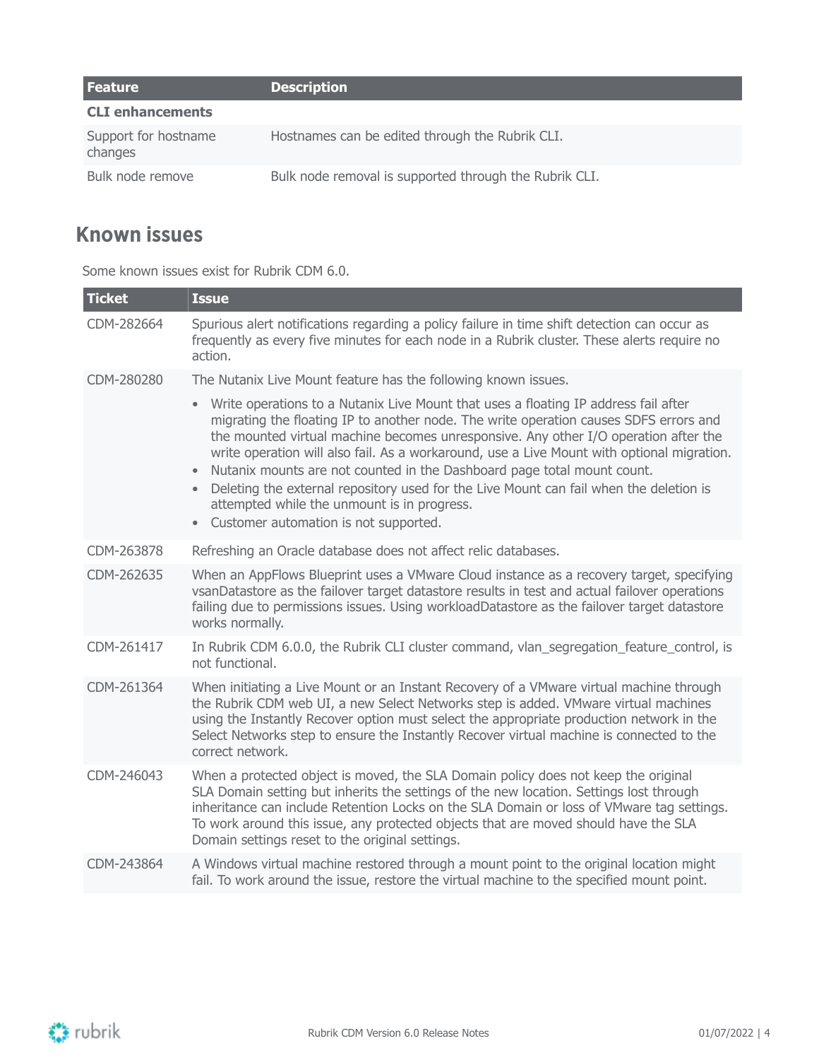| Feature | Description |
| --- | --- |
| **CLI enhancements** | |
| Support for hostname changes | Hostnames can be edited through the Rubrik CLI. |
| Bulk node remove | Bulk node removal is supported through the Rubrik CLI. |

## Known issues

Some known issues exist for Rubrik CDM 6.0.

| Ticket | Issue |
| --- | --- |
| CDM-282664 | Spurious alert notifications regarding a policy failure in time shift detection can occur as frequently as every five minutes for each node in a Rubrik cluster. These alerts require no action. |
| CDM-280280 | The Nutanix Live Mount feature has the following known issues.<br>• Write operations to a Nutanix Live Mount that uses a floating IP address fail after migrating the floating IP to another node. The write operation causes SDFS errors and the mounted virtual machine becomes unresponsive. Any other I/O operation after the write operation will also fail. As a workaround, use a Live Mount with optional migration.<br>• Nutanix mounts are not counted in the Dashboard page total mount count.<br>• Deleting the external repository used for the Live Mount can fail when the deletion is attempted while the unmount is in progress.<br>• Customer automation is not supported. |
| CDM-263878 | Refreshing an Oracle database does not affect relic databases. |
| CDM-262635 | When an AppFlows Blueprint uses a VMware Cloud instance as a recovery target, specifying vsanDatastore as the failover target datastore results in test and actual failover operations failing due to permissions issues. Using workloadDatastore as the failover target datastore works normally. |
| CDM-261417 | In Rubrik CDM 6.0.0, the Rubrik CLI cluster command, vlan_segregation_feature_control, is not functional. |
| CDM-261364 | When initiating a Live Mount or an Instant Recovery of a VMware virtual machine through the Rubrik CDM web UI, a new Select Networks step is added. VMware virtual machines using the Instantly Recover option must select the appropriate production network in the Select Networks step to ensure the Instantly Recover virtual machine is connected to the correct network. |
| CDM-246043 | When a protected object is moved, the SLA Domain policy does not keep the original SLA Domain setting but inherits the settings of the new location. Settings lost through inheritance can include Retention Locks on the SLA Domain or loss of VMware tag settings. To work around this issue, any protected objects that are moved should have the SLA Domain settings reset to the original settings. |
| CDM-243864 | A Windows virtual machine restored through a mount point to the original location might fail. To work around the issue, restore the virtual machine to the specified mount point. |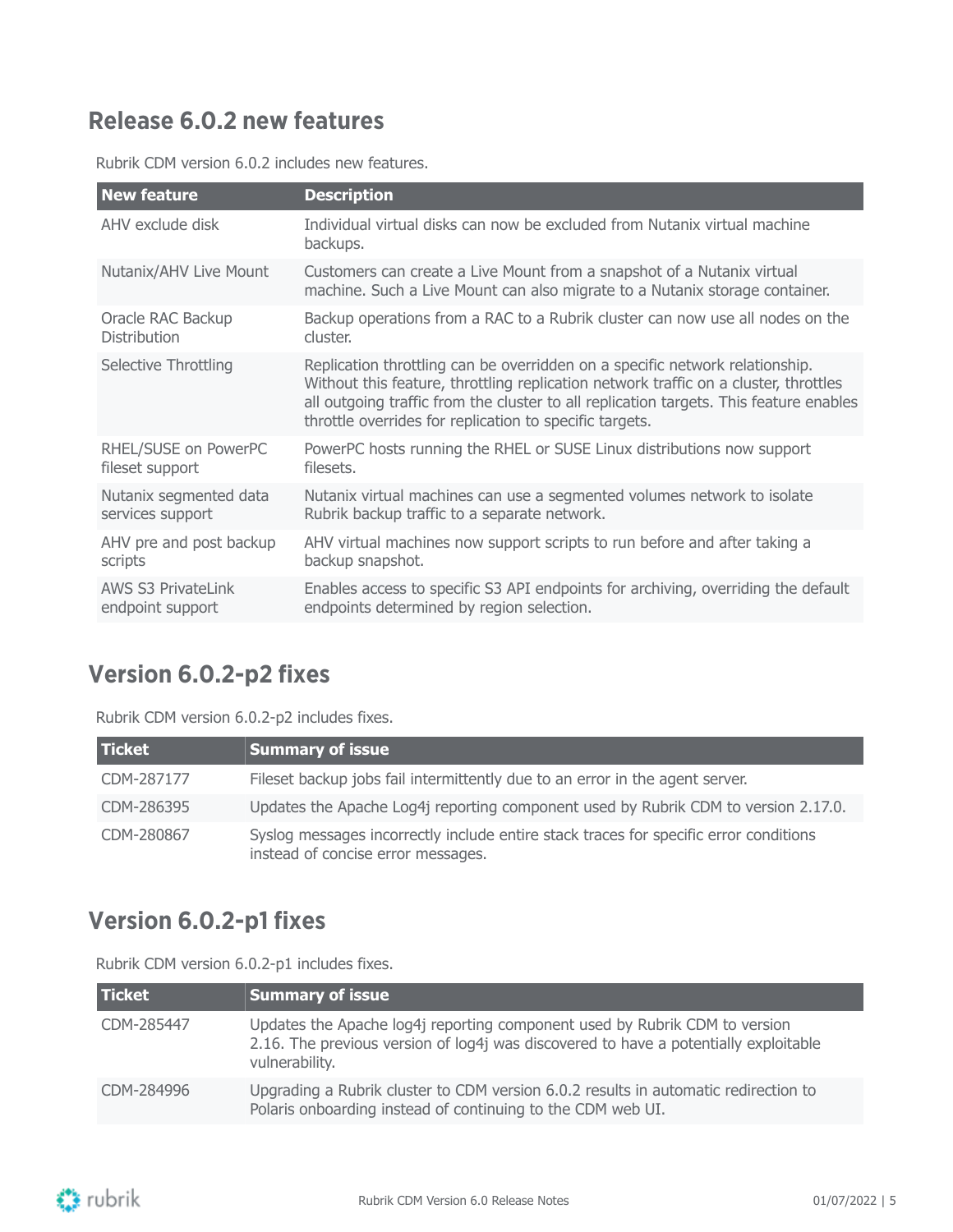## Release 6.0.2 new features

Rubrik CDM version 6.0.2 includes new features.

| New feature | Description |
| --- | --- |
| AHV exclude disk | Individual virtual disks can now be excluded from Nutanix virtual machine backups. |
| Nutanix/AHV Live Mount | Customers can create a Live Mount from a snapshot of a Nutanix virtual machine. Such a Live Mount can also migrate to a Nutanix storage container. |
| Oracle RAC Backup Distribution | Backup operations from a RAC to a Rubrik cluster can now use all nodes on the cluster. |
| Selective Throttling | Replication throttling can be overridden on a specific network relationship. Without this feature, throttling replication network traffic on a cluster, throttles all outgoing traffic from the cluster to all replication targets. This feature enables throttle overrides for replication to specific targets. |
| RHEL/SUSE on PowerPC fileset support | PowerPC hosts running the RHEL or SUSE Linux distributions now support filesets. |
| Nutanix segmented data services support | Nutanix virtual machines can use a segmented volumes network to isolate Rubrik backup traffic to a separate network. |
| AHV pre and post backup scripts | AHV virtual machines now support scripts to run before and after taking a backup snapshot. |
| AWS S3 PrivateLink endpoint support | Enables access to specific S3 API endpoints for archiving, overriding the default endpoints determined by region selection. |

## Version 6.0.2-p2 fixes

Rubrik CDM version 6.0.2-p2 includes fixes.

| Ticket | Summary of issue |
| --- | --- |
| CDM-287177 | Fileset backup jobs fail intermittently due to an error in the agent server. |
| CDM-286395 | Updates the Apache Log4j reporting component used by Rubrik CDM to version 2.17.0. |
| CDM-280867 | Syslog messages incorrectly include entire stack traces for specific error conditions instead of concise error messages. |

## Version 6.0.2-p1 fixes

Rubrik CDM version 6.0.2-p1 includes fixes.

| Ticket | Summary of issue |
| --- | --- |
| CDM-285447 | Updates the Apache log4j reporting component used by Rubrik CDM to version 2.16. The previous version of log4j was discovered to have a potentially exploitable vulnerability. |
| CDM-284996 | Upgrading a Rubrik cluster to CDM version 6.0.2 results in automatic redirection to Polaris onboarding instead of continuing to the CDM web UI. |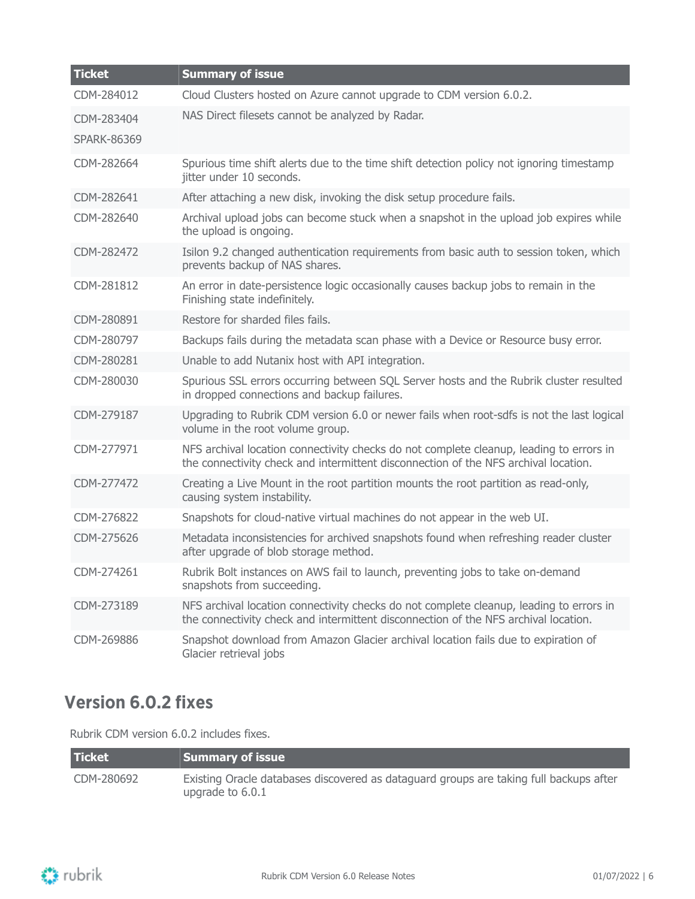| Ticket | Summary of issue |
| --- | --- |
| CDM-284012 | Cloud Clusters hosted on Azure cannot upgrade to CDM version 6.0.2. |
| CDM-283404<br>SPARK-86369 | NAS Direct filesets cannot be analyzed by Radar. |
| CDM-282664 | Spurious time shift alerts due to the time shift detection policy not ignoring timestamp jitter under 10 seconds. |
| CDM-282641 | After attaching a new disk, invoking the disk setup procedure fails. |
| CDM-282640 | Archival upload jobs can become stuck when a snapshot in the upload job expires while the upload is ongoing. |
| CDM-282472 | Isilon 9.2 changed authentication requirements from basic auth to session token, which prevents backup of NAS shares. |
| CDM-281812 | An error in date-persistence logic occasionally causes backup jobs to remain in the Finishing state indefinitely. |
| CDM-280891 | Restore for sharded files fails. |
| CDM-280797 | Backups fails during the metadata scan phase with a Device or Resource busy error. |
| CDM-280281 | Unable to add Nutanix host with API integration. |
| CDM-280030 | Spurious SSL errors occurring between SQL Server hosts and the Rubrik cluster resulted in dropped connections and backup failures. |
| CDM-279187 | Upgrading to Rubrik CDM version 6.0 or newer fails when root-sdfs is not the last logical volume in the root volume group. |
| CDM-277971 | NFS archival location connectivity checks do not complete cleanup, leading to errors in the connectivity check and intermittent disconnection of the NFS archival location. |
| CDM-277472 | Creating a Live Mount in the root partition mounts the root partition as read-only, causing system instability. |
| CDM-276822 | Snapshots for cloud-native virtual machines do not appear in the web UI. |
| CDM-275626 | Metadata inconsistencies for archived snapshots found when refreshing reader cluster after upgrade of blob storage method. |
| CDM-274261 | Rubrik Bolt instances on AWS fail to launch, preventing jobs to take on-demand snapshots from succeeding. |
| CDM-273189 | NFS archival location connectivity checks do not complete cleanup, leading to errors in the connectivity check and intermittent disconnection of the NFS archival location. |
| CDM-269886 | Snapshot download from Amazon Glacier archival location fails due to expiration of Glacier retrieval jobs |

## Version 6.0.2 fixes

Rubrik CDM version 6.0.2 includes fixes.

| Ticket | Summary of issue |
| --- | --- |
| CDM-280692 | Existing Oracle databases discovered as dataguard groups are taking full backups after upgrade to 6.0.1 |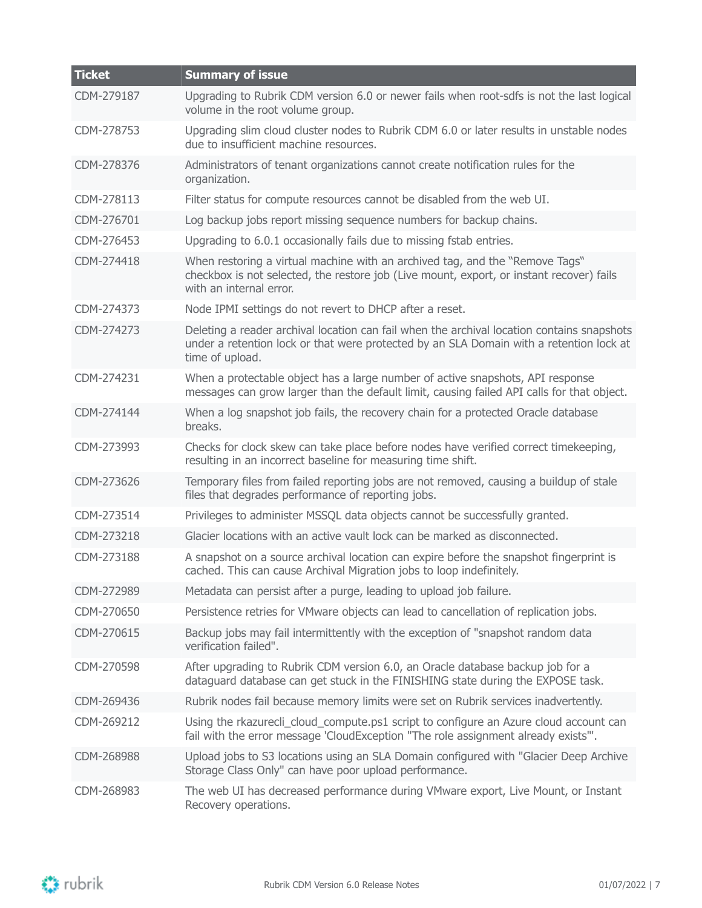| Ticket | Summary of issue |
|---|---|
| CDM-279187 | Upgrading to Rubrik CDM version 6.0 or newer fails when root-sdfs is not the last logical volume in the root volume group. |
| CDM-278753 | Upgrading slim cloud cluster nodes to Rubrik CDM 6.0 or later results in unstable nodes due to insufficient machine resources. |
| CDM-278376 | Administrators of tenant organizations cannot create notification rules for the organization. |
| CDM-278113 | Filter status for compute resources cannot be disabled from the web UI. |
| CDM-276701 | Log backup jobs report missing sequence numbers for backup chains. |
| CDM-276453 | Upgrading to 6.0.1 occasionally fails due to missing fstab entries. |
| CDM-274418 | When restoring a virtual machine with an archived tag, and the "Remove Tags" checkbox is not selected, the restore job (Live mount, export, or instant recover) fails with an internal error. |
| CDM-274373 | Node IPMI settings do not revert to DHCP after a reset. |
| CDM-274273 | Deleting a reader archival location can fail when the archival location contains snapshots under a retention lock or that were protected by an SLA Domain with a retention lock at time of upload. |
| CDM-274231 | When a protectable object has a large number of active snapshots, API response messages can grow larger than the default limit, causing failed API calls for that object. |
| CDM-274144 | When a log snapshot job fails, the recovery chain for a protected Oracle database breaks. |
| CDM-273993 | Checks for clock skew can take place before nodes have verified correct timekeeping, resulting in an incorrect baseline for measuring time shift. |
| CDM-273626 | Temporary files from failed reporting jobs are not removed, causing a buildup of stale files that degrades performance of reporting jobs. |
| CDM-273514 | Privileges to administer MSSQL data objects cannot be successfully granted. |
| CDM-273218 | Glacier locations with an active vault lock can be marked as disconnected. |
| CDM-273188 | A snapshot on a source archival location can expire before the snapshot fingerprint is cached. This can cause Archival Migration jobs to loop indefinitely. |
| CDM-272989 | Metadata can persist after a purge, leading to upload job failure. |
| CDM-270650 | Persistence retries for VMware objects can lead to cancellation of replication jobs. |
| CDM-270615 | Backup jobs may fail intermittently with the exception of "snapshot random data verification failed". |
| CDM-270598 | After upgrading to Rubrik CDM version 6.0, an Oracle database backup job for a dataguard database can get stuck in the FINISHING state during the EXPOSE task. |
| CDM-269436 | Rubrik nodes fail because memory limits were set on Rubrik services inadvertently. |
| CDM-269212 | Using the rkazurecli_cloud_compute.ps1 script to configure an Azure cloud account can fail with the error message 'CloudException "The role assignment already exists"'. |
| CDM-268988 | Upload jobs to S3 locations using an SLA Domain configured with "Glacier Deep Archive Storage Class Only" can have poor upload performance. |
| CDM-268983 | The web UI has decreased performance during VMware export, Live Mount, or Instant Recovery operations. |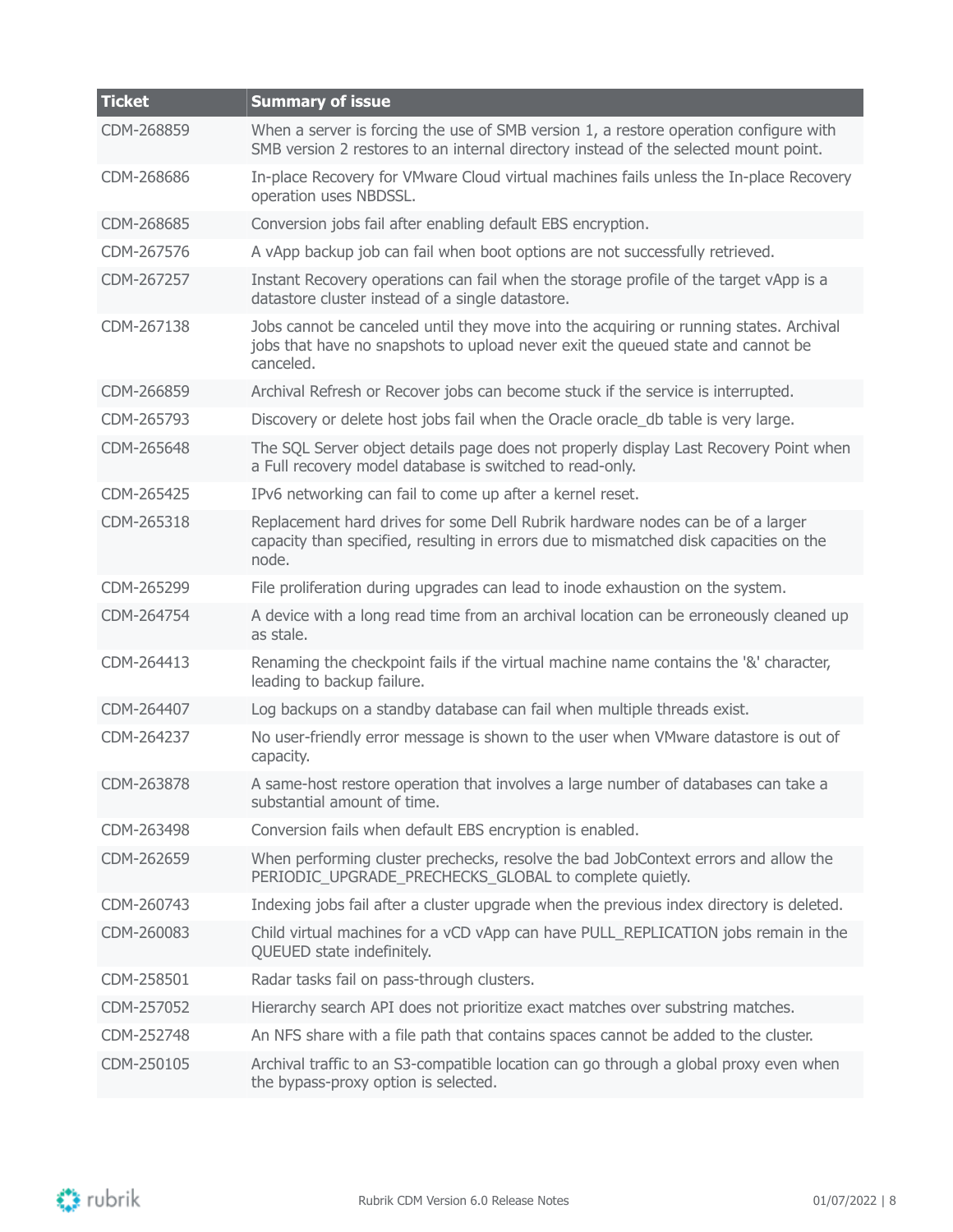| Ticket | Summary of issue |
| --- | --- |
| CDM-268859 | When a server is forcing the use of SMB version 1, a restore operation configure with SMB version 2 restores to an internal directory instead of the selected mount point. |
| CDM-268686 | In-place Recovery for VMware Cloud virtual machines fails unless the In-place Recovery operation uses NBDSSL. |
| CDM-268685 | Conversion jobs fail after enabling default EBS encryption. |
| CDM-267576 | A vApp backup job can fail when boot options are not successfully retrieved. |
| CDM-267257 | Instant Recovery operations can fail when the storage profile of the target vApp is a datastore cluster instead of a single datastore. |
| CDM-267138 | Jobs cannot be canceled until they move into the acquiring or running states. Archival jobs that have no snapshots to upload never exit the queued state and cannot be canceled. |
| CDM-266859 | Archival Refresh or Recover jobs can become stuck if the service is interrupted. |
| CDM-265793 | Discovery or delete host jobs fail when the Oracle oracle_db table is very large. |
| CDM-265648 | The SQL Server object details page does not properly display Last Recovery Point when a Full recovery model database is switched to read-only. |
| CDM-265425 | IPv6 networking can fail to come up after a kernel reset. |
| CDM-265318 | Replacement hard drives for some Dell Rubrik hardware nodes can be of a larger capacity than specified, resulting in errors due to mismatched disk capacities on the node. |
| CDM-265299 | File proliferation during upgrades can lead to inode exhaustion on the system. |
| CDM-264754 | A device with a long read time from an archival location can be erroneously cleaned up as stale. |
| CDM-264413 | Renaming the checkpoint fails if the virtual machine name contains the '&' character, leading to backup failure. |
| CDM-264407 | Log backups on a standby database can fail when multiple threads exist. |
| CDM-264237 | No user-friendly error message is shown to the user when VMware datastore is out of capacity. |
| CDM-263878 | A same-host restore operation that involves a large number of databases can take a substantial amount of time. |
| CDM-263498 | Conversion fails when default EBS encryption is enabled. |
| CDM-262659 | When performing cluster prechecks, resolve the bad JobContext errors and allow the PERIODIC_UPGRADE_PRECHECKS_GLOBAL to complete quietly. |
| CDM-260743 | Indexing jobs fail after a cluster upgrade when the previous index directory is deleted. |
| CDM-260083 | Child virtual machines for a vCD vApp can have PULL_REPLICATION jobs remain in the QUEUED state indefinitely. |
| CDM-258501 | Radar tasks fail on pass-through clusters. |
| CDM-257052 | Hierarchy search API does not prioritize exact matches over substring matches. |
| CDM-252748 | An NFS share with a file path that contains spaces cannot be added to the cluster. |
| CDM-250105 | Archival traffic to an S3-compatible location can go through a global proxy even when the bypass-proxy option is selected. |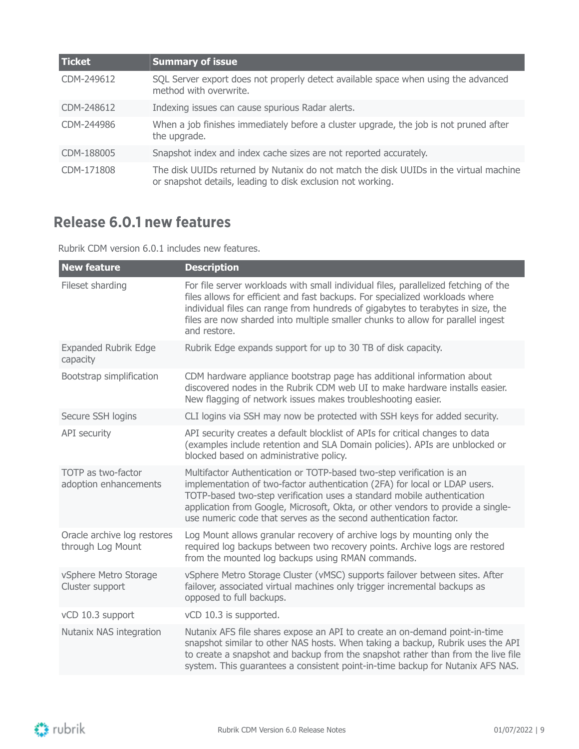| Ticket | Summary of issue |
| --- | --- |
| CDM-249612 | SQL Server export does not properly detect available space when using the advanced method with overwrite. |
| CDM-248612 | Indexing issues can cause spurious Radar alerts. |
| CDM-244986 | When a job finishes immediately before a cluster upgrade, the job is not pruned after the upgrade. |
| CDM-188005 | Snapshot index and index cache sizes are not reported accurately. |
| CDM-171808 | The disk UUIDs returned by Nutanix do not match the disk UUIDs in the virtual machine or snapshot details, leading to disk exclusion not working. |

## Release 6.0.1 new features

Rubrik CDM version 6.0.1 includes new features.

| New feature | Description |
| --- | --- |
| Fileset sharding | For file server workloads with small individual files, parallelized fetching of the files allows for efficient and fast backups. For specialized workloads where individual files can range from hundreds of gigabytes to terabytes in size, the files are now sharded into multiple smaller chunks to allow for parallel ingest and restore. |
| Expanded Rubrik Edge capacity | Rubrik Edge expands support for up to 30 TB of disk capacity. |
| Bootstrap simplification | CDM hardware appliance bootstrap page has additional information about discovered nodes in the Rubrik CDM web UI to make hardware installs easier. New flagging of network issues makes troubleshooting easier. |
| Secure SSH logins | CLI logins via SSH may now be protected with SSH keys for added security. |
| API security | API security creates a default blocklist of APIs for critical changes to data (examples include retention and SLA Domain policies). APIs are unblocked or blocked based on administrative policy. |
| TOTP as two-factor adoption enhancements | Multifactor Authentication or TOTP-based two-step verification is an implementation of two-factor authentication (2FA) for local or LDAP users. TOTP-based two-step verification uses a standard mobile authentication application from Google, Microsoft, Okta, or other vendors to provide a single-use numeric code that serves as the second authentication factor. |
| Oracle archive log restores through Log Mount | Log Mount allows granular recovery of archive logs by mounting only the required log backups between two recovery points. Archive logs are restored from the mounted log backups using RMAN commands. |
| vSphere Metro Storage Cluster support | vSphere Metro Storage Cluster (vMSC) supports failover between sites. After failover, associated virtual machines only trigger incremental backups as opposed to full backups. |
| vCD 10.3 support | vCD 10.3 is supported. |
| Nutanix NAS integration | Nutanix AFS file shares expose an API to create an on-demand point-in-time snapshot similar to other NAS hosts. When taking a backup, Rubrik uses the API to create a snapshot and backup from the snapshot rather than from the live file system. This guarantees a consistent point-in-time backup for Nutanix AFS NAS. |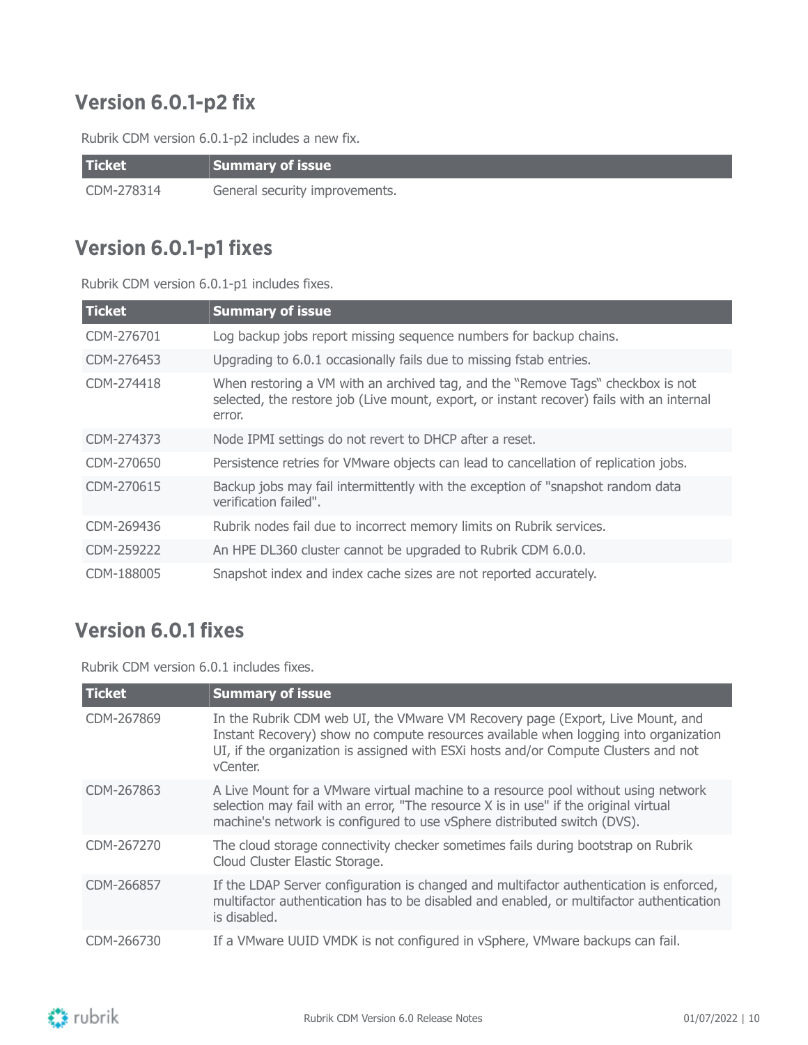## Version 6.0.1-p2 fix

Rubrik CDM version 6.0.1-p2 includes a new fix.

| Ticket | Summary of issue |
| --- | --- |
| CDM-278314 | General security improvements. |

## Version 6.0.1-p1 fixes

Rubrik CDM version 6.0.1-p1 includes fixes.

| Ticket | Summary of issue |
| --- | --- |
| CDM-276701 | Log backup jobs report missing sequence numbers for backup chains. |
| CDM-276453 | Upgrading to 6.0.1 occasionally fails due to missing fstab entries. |
| CDM-274418 | When restoring a VM with an archived tag, and the "Remove Tags" checkbox is not selected, the restore job (Live mount, export, or instant recover) fails with an internal error. |
| CDM-274373 | Node IPMI settings do not revert to DHCP after a reset. |
| CDM-270650 | Persistence retries for VMware objects can lead to cancellation of replication jobs. |
| CDM-270615 | Backup jobs may fail intermittently with the exception of "snapshot random data verification failed". |
| CDM-269436 | Rubrik nodes fail due to incorrect memory limits on Rubrik services. |
| CDM-259222 | An HPE DL360 cluster cannot be upgraded to Rubrik CDM 6.0.0. |
| CDM-188005 | Snapshot index and index cache sizes are not reported accurately. |

## Version 6.0.1 fixes

Rubrik CDM version 6.0.1 includes fixes.

| Ticket | Summary of issue |
| --- | --- |
| CDM-267869 | In the Rubrik CDM web UI, the VMware VM Recovery page (Export, Live Mount, and Instant Recovery) show no compute resources available when logging into organization UI, if the organization is assigned with ESXi hosts and/or Compute Clusters and not vCenter. |
| CDM-267863 | A Live Mount for a VMware virtual machine to a resource pool without using network selection may fail with an error, "The resource X is in use" if the original virtual machine's network is configured to use vSphere distributed switch (DVS). |
| CDM-267270 | The cloud storage connectivity checker sometimes fails during bootstrap on Rubrik Cloud Cluster Elastic Storage. |
| CDM-266857 | If the LDAP Server configuration is changed and multifactor authentication is enforced, multifactor authentication has to be disabled and enabled, or multifactor authentication is disabled. |
| CDM-266730 | If a VMware UUID VMDK is not configured in vSphere, VMware backups can fail. |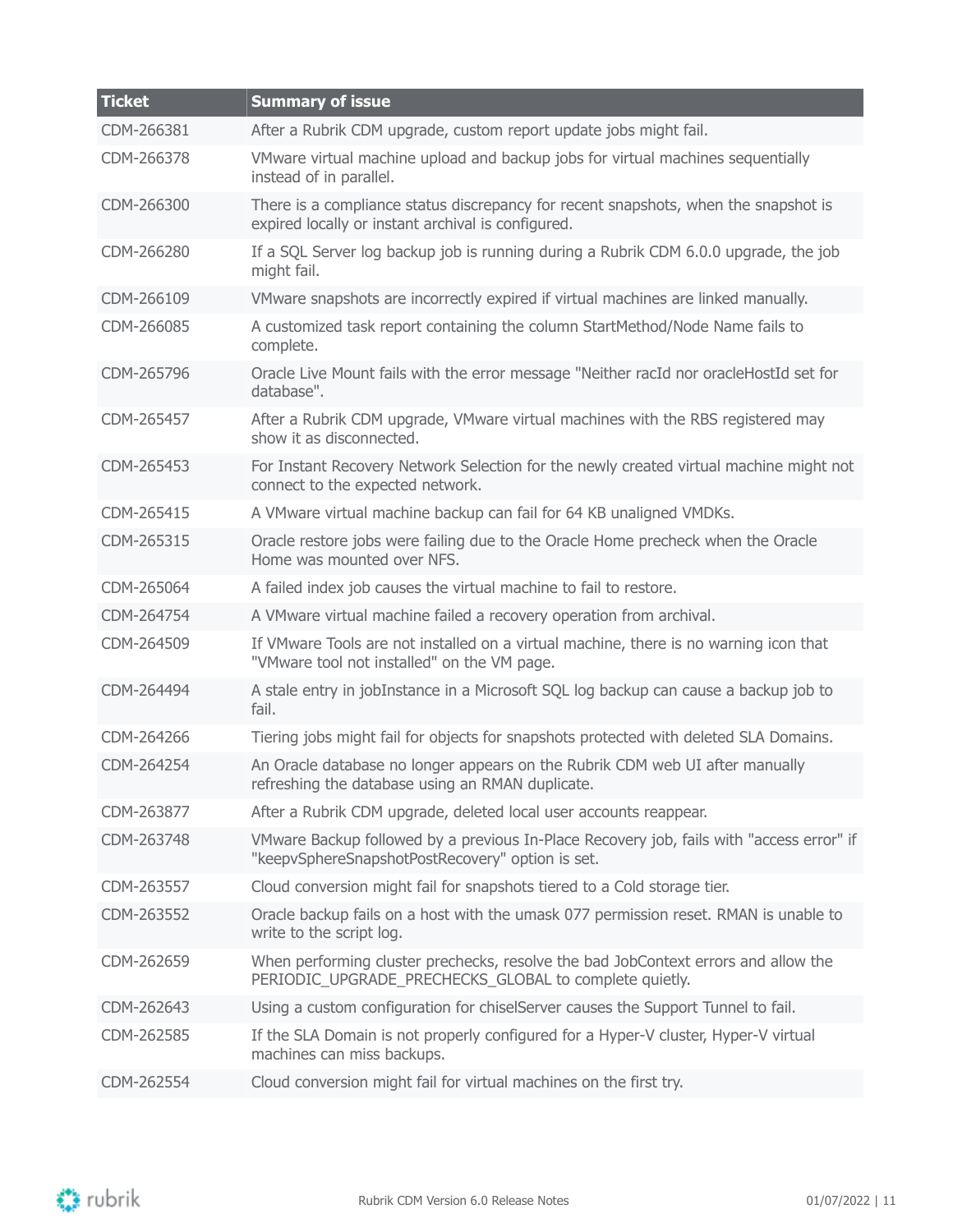| Ticket | Summary of issue |
| --- | --- |
| CDM-266381 | After a Rubrik CDM upgrade, custom report update jobs might fail. |
| CDM-266378 | VMware virtual machine upload and backup jobs for virtual machines sequentially instead of in parallel. |
| CDM-266300 | There is a compliance status discrepancy for recent snapshots, when the snapshot is expired locally or instant archival is configured. |
| CDM-266280 | If a SQL Server log backup job is running during a Rubrik CDM 6.0.0 upgrade, the job might fail. |
| CDM-266109 | VMware snapshots are incorrectly expired if virtual machines are linked manually. |
| CDM-266085 | A customized task report containing the column StartMethod/Node Name fails to complete. |
| CDM-265796 | Oracle Live Mount fails with the error message "Neither racId nor oracleHostId set for database". |
| CDM-265457 | After a Rubrik CDM upgrade, VMware virtual machines with the RBS registered may show it as disconnected. |
| CDM-265453 | For Instant Recovery Network Selection for the newly created virtual machine might not connect to the expected network. |
| CDM-265415 | A VMware virtual machine backup can fail for 64 KB unaligned VMDKs. |
| CDM-265315 | Oracle restore jobs were failing due to the Oracle Home precheck when the Oracle Home was mounted over NFS. |
| CDM-265064 | A failed index job causes the virtual machine to fail to restore. |
| CDM-264754 | A VMware virtual machine failed a recovery operation from archival. |
| CDM-264509 | If VMware Tools are not installed on a virtual machine, there is no warning icon that "VMware tool not installed" on the VM page. |
| CDM-264494 | A stale entry in jobInstance in a Microsoft SQL log backup can cause a backup job to fail. |
| CDM-264266 | Tiering jobs might fail for objects for snapshots protected with deleted SLA Domains. |
| CDM-264254 | An Oracle database no longer appears on the Rubrik CDM web UI after manually refreshing the database using an RMAN duplicate. |
| CDM-263877 | After a Rubrik CDM upgrade, deleted local user accounts reappear. |
| CDM-263748 | VMware Backup followed by a previous In-Place Recovery job, fails with "access error" if "keepvSphereSnapshotPostRecovery" option is set. |
| CDM-263557 | Cloud conversion might fail for snapshots tiered to a Cold storage tier. |
| CDM-263552 | Oracle backup fails on a host with the umask 077 permission reset. RMAN is unable to write to the script log. |
| CDM-262659 | When performing cluster prechecks, resolve the bad JobContext errors and allow the PERIODIC_UPGRADE_PRECHECKS_GLOBAL to complete quietly. |
| CDM-262643 | Using a custom configuration for chiselServer causes the Support Tunnel to fail. |
| CDM-262585 | If the SLA Domain is not properly configured for a Hyper-V cluster, Hyper-V virtual machines can miss backups. |
| CDM-262554 | Cloud conversion might fail for virtual machines on the first try. |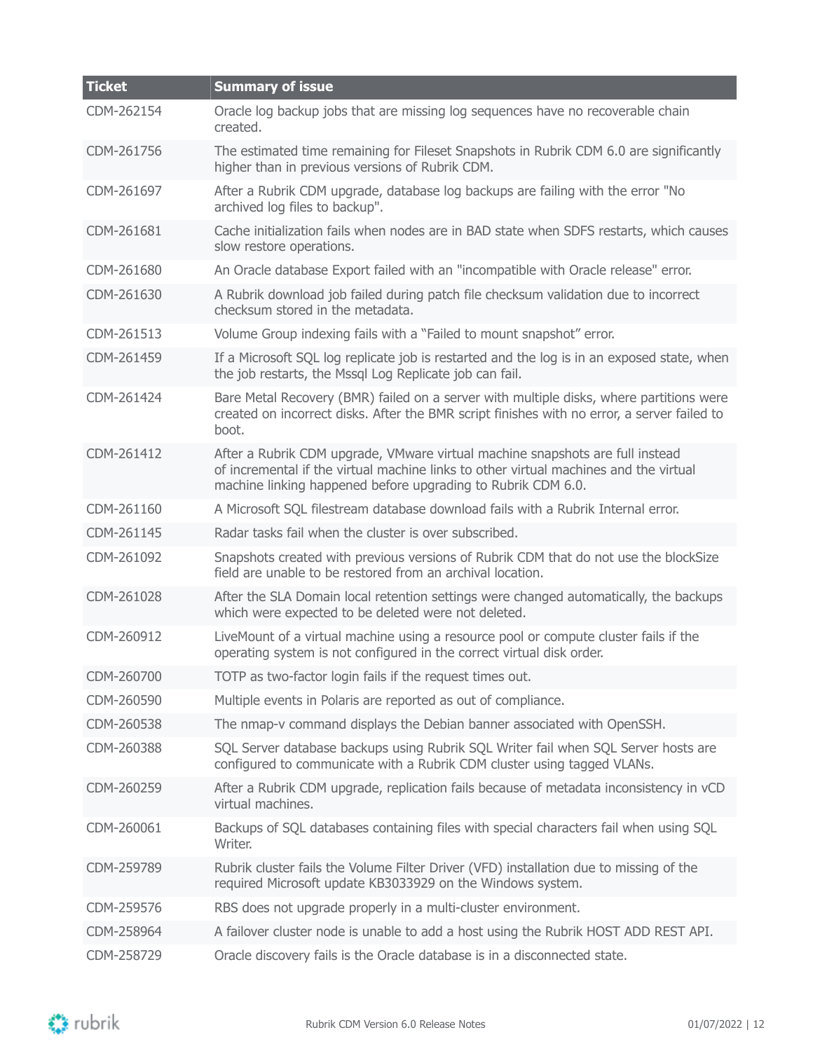| Ticket | Summary of issue |
|---|---|
| CDM-262154 | Oracle log backup jobs that are missing log sequences have no recoverable chain created. |
| CDM-261756 | The estimated time remaining for Fileset Snapshots in Rubrik CDM 6.0 are significantly higher than in previous versions of Rubrik CDM. |
| CDM-261697 | After a Rubrik CDM upgrade, database log backups are failing with the error "No archived log files to backup". |
| CDM-261681 | Cache initialization fails when nodes are in BAD state when SDFS restarts, which causes slow restore operations. |
| CDM-261680 | An Oracle database Export failed with an "incompatible with Oracle release" error. |
| CDM-261630 | A Rubrik download job failed during patch file checksum validation due to incorrect checksum stored in the metadata. |
| CDM-261513 | Volume Group indexing fails with a “Failed to mount snapshot” error. |
| CDM-261459 | If a Microsoft SQL log replicate job is restarted and the log is in an exposed state, when the job restarts, the Mssql Log Replicate job can fail. |
| CDM-261424 | Bare Metal Recovery (BMR) failed on a server with multiple disks, where partitions were created on incorrect disks. After the BMR script finishes with no error, a server failed to boot. |
| CDM-261412 | After a Rubrik CDM upgrade, VMware virtual machine snapshots are full instead of incremental if the virtual machine links to other virtual machines and the virtual machine linking happened before upgrading to Rubrik CDM 6.0. |
| CDM-261160 | A Microsoft SQL filestream database download fails with a Rubrik Internal error. |
| CDM-261145 | Radar tasks fail when the cluster is over subscribed. |
| CDM-261092 | Snapshots created with previous versions of Rubrik CDM that do not use the blockSize field are unable to be restored from an archival location. |
| CDM-261028 | After the SLA Domain local retention settings were changed automatically, the backups which were expected to be deleted were not deleted. |
| CDM-260912 | LiveMount of a virtual machine using a resource pool or compute cluster fails if the operating system is not configured in the correct virtual disk order. |
| CDM-260700 | TOTP as two-factor login fails if the request times out. |
| CDM-260590 | Multiple events in Polaris are reported as out of compliance. |
| CDM-260538 | The nmap-v command displays the Debian banner associated with OpenSSH. |
| CDM-260388 | SQL Server database backups using Rubrik SQL Writer fail when SQL Server hosts are configured to communicate with a Rubrik CDM cluster using tagged VLANs. |
| CDM-260259 | After a Rubrik CDM upgrade, replication fails because of metadata inconsistency in vCD virtual machines. |
| CDM-260061 | Backups of SQL databases containing files with special characters fail when using SQL Writer. |
| CDM-259789 | Rubrik cluster fails the Volume Filter Driver (VFD) installation due to missing of the required Microsoft update KB3033929 on the Windows system. |
| CDM-259576 | RBS does not upgrade properly in a multi-cluster environment. |
| CDM-258964 | A failover cluster node is unable to add a host using the Rubrik HOST ADD REST API. |
| CDM-258729 | Oracle discovery fails is the Oracle database is in a disconnected state. |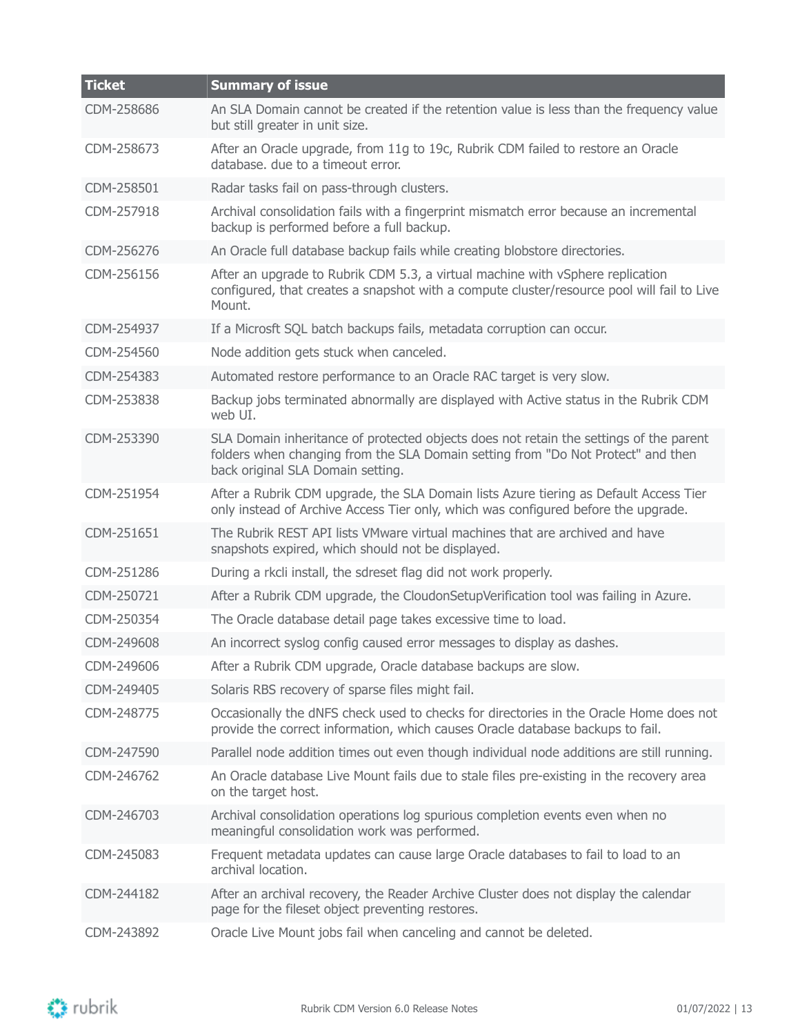| Ticket | Summary of issue |
| --- | --- |
| CDM-258686 | An SLA Domain cannot be created if the retention value is less than the frequency value but still greater in unit size. |
| CDM-258673 | After an Oracle upgrade, from 11g to 19c, Rubrik CDM failed to restore an Oracle database. due to a timeout error. |
| CDM-258501 | Radar tasks fail on pass-through clusters. |
| CDM-257918 | Archival consolidation fails with a fingerprint mismatch error because an incremental backup is performed before a full backup. |
| CDM-256276 | An Oracle full database backup fails while creating blobstore directories. |
| CDM-256156 | After an upgrade to Rubrik CDM 5.3, a virtual machine with vSphere replication configured, that creates a snapshot with a compute cluster/resource pool will fail to Live Mount. |
| CDM-254937 | If a Microsft SQL batch backups fails, metadata corruption can occur. |
| CDM-254560 | Node addition gets stuck when canceled. |
| CDM-254383 | Automated restore performance to an Oracle RAC target is very slow. |
| CDM-253838 | Backup jobs terminated abnormally are displayed with Active status in the Rubrik CDM web UI. |
| CDM-253390 | SLA Domain inheritance of protected objects does not retain the settings of the parent folders when changing from the SLA Domain setting from "Do Not Protect" and then back original SLA Domain setting. |
| CDM-251954 | After a Rubrik CDM upgrade, the SLA Domain lists Azure tiering as Default Access Tier only instead of Archive Access Tier only, which was configured before the upgrade. |
| CDM-251651 | The Rubrik REST API lists VMware virtual machines that are archived and have snapshots expired, which should not be displayed. |
| CDM-251286 | During a rkcli install, the sdreset flag did not work properly. |
| CDM-250721 | After a Rubrik CDM upgrade, the CloudonSetupVerification tool was failing in Azure. |
| CDM-250354 | The Oracle database detail page takes excessive time to load. |
| CDM-249608 | An incorrect syslog config caused error messages to display as dashes. |
| CDM-249606 | After a Rubrik CDM upgrade, Oracle database backups are slow. |
| CDM-249405 | Solaris RBS recovery of sparse files might fail. |
| CDM-248775 | Occasionally the dNFS check used to checks for directories in the Oracle Home does not provide the correct information, which causes Oracle database backups to fail. |
| CDM-247590 | Parallel node addition times out even though individual node additions are still running. |
| CDM-246762 | An Oracle database Live Mount fails due to stale files pre-existing in the recovery area on the target host. |
| CDM-246703 | Archival consolidation operations log spurious completion events even when no meaningful consolidation work was performed. |
| CDM-245083 | Frequent metadata updates can cause large Oracle databases to fail to load to an archival location. |
| CDM-244182 | After an archival recovery, the Reader Archive Cluster does not display the calendar page for the fileset object preventing restores. |
| CDM-243892 | Oracle Live Mount jobs fail when canceling and cannot be deleted. |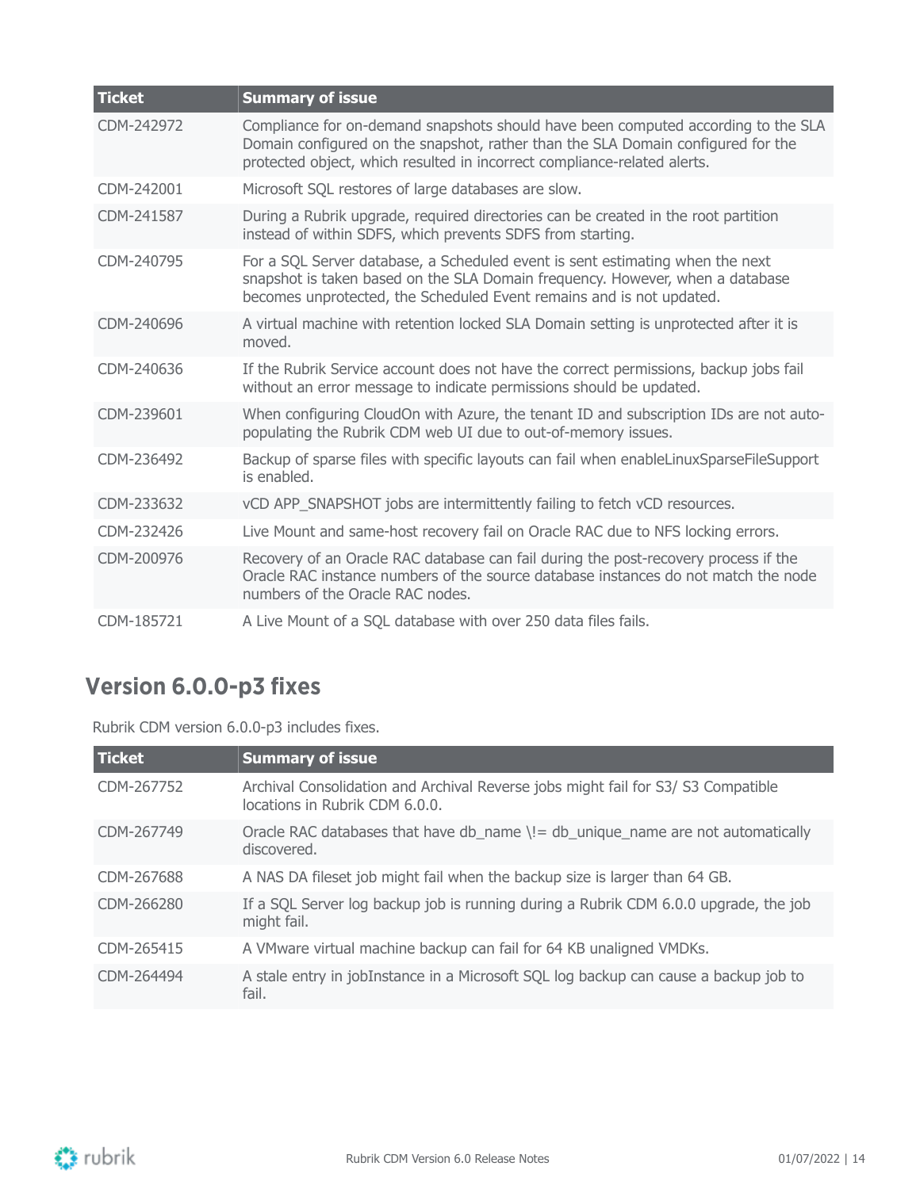| Ticket | Summary of issue |
| --- | --- |
| CDM-242972 | Compliance for on-demand snapshots should have been computed according to the SLA Domain configured on the snapshot, rather than the SLA Domain configured for the protected object, which resulted in incorrect compliance-related alerts. |
| CDM-242001 | Microsoft SQL restores of large databases are slow. |
| CDM-241587 | During a Rubrik upgrade, required directories can be created in the root partition instead of within SDFS, which prevents SDFS from starting. |
| CDM-240795 | For a SQL Server database, a Scheduled event is sent estimating when the next snapshot is taken based on the SLA Domain frequency. However, when a database becomes unprotected, the Scheduled Event remains and is not updated. |
| CDM-240696 | A virtual machine with retention locked SLA Domain setting is unprotected after it is moved. |
| CDM-240636 | If the Rubrik Service account does not have the correct permissions, backup jobs fail without an error message to indicate permissions should be updated. |
| CDM-239601 | When configuring CloudOn with Azure, the tenant ID and subscription IDs are not auto-populating the Rubrik CDM web UI due to out-of-memory issues. |
| CDM-236492 | Backup of sparse files with specific layouts can fail when enableLinuxSparseFileSupport is enabled. |
| CDM-233632 | vCD APP_SNAPSHOT jobs are intermittently failing to fetch vCD resources. |
| CDM-232426 | Live Mount and same-host recovery fail on Oracle RAC due to NFS locking errors. |
| CDM-200976 | Recovery of an Oracle RAC database can fail during the post-recovery process if the Oracle RAC instance numbers of the source database instances do not match the node numbers of the Oracle RAC nodes. |
| CDM-185721 | A Live Mount of a SQL database with over 250 data files fails. |

## Version 6.0.0-p3 fixes

Rubrik CDM version 6.0.0-p3 includes fixes.

| Ticket | Summary of issue |
| --- | --- |
| CDM-267752 | Archival Consolidation and Archival Reverse jobs might fail for S3/ S3 Compatible locations in Rubrik CDM 6.0.0. |
| CDM-267749 | Oracle RAC databases that have db_name \!= db_unique_name are not automatically discovered. |
| CDM-267688 | A NAS DA fileset job might fail when the backup size is larger than 64 GB. |
| CDM-266280 | If a SQL Server log backup job is running during a Rubrik CDM 6.0.0 upgrade, the job might fail. |
| CDM-265415 | A VMware virtual machine backup can fail for 64 KB unaligned VMDKs. |
| CDM-264494 | A stale entry in jobInstance in a Microsoft SQL log backup can cause a backup job to fail. |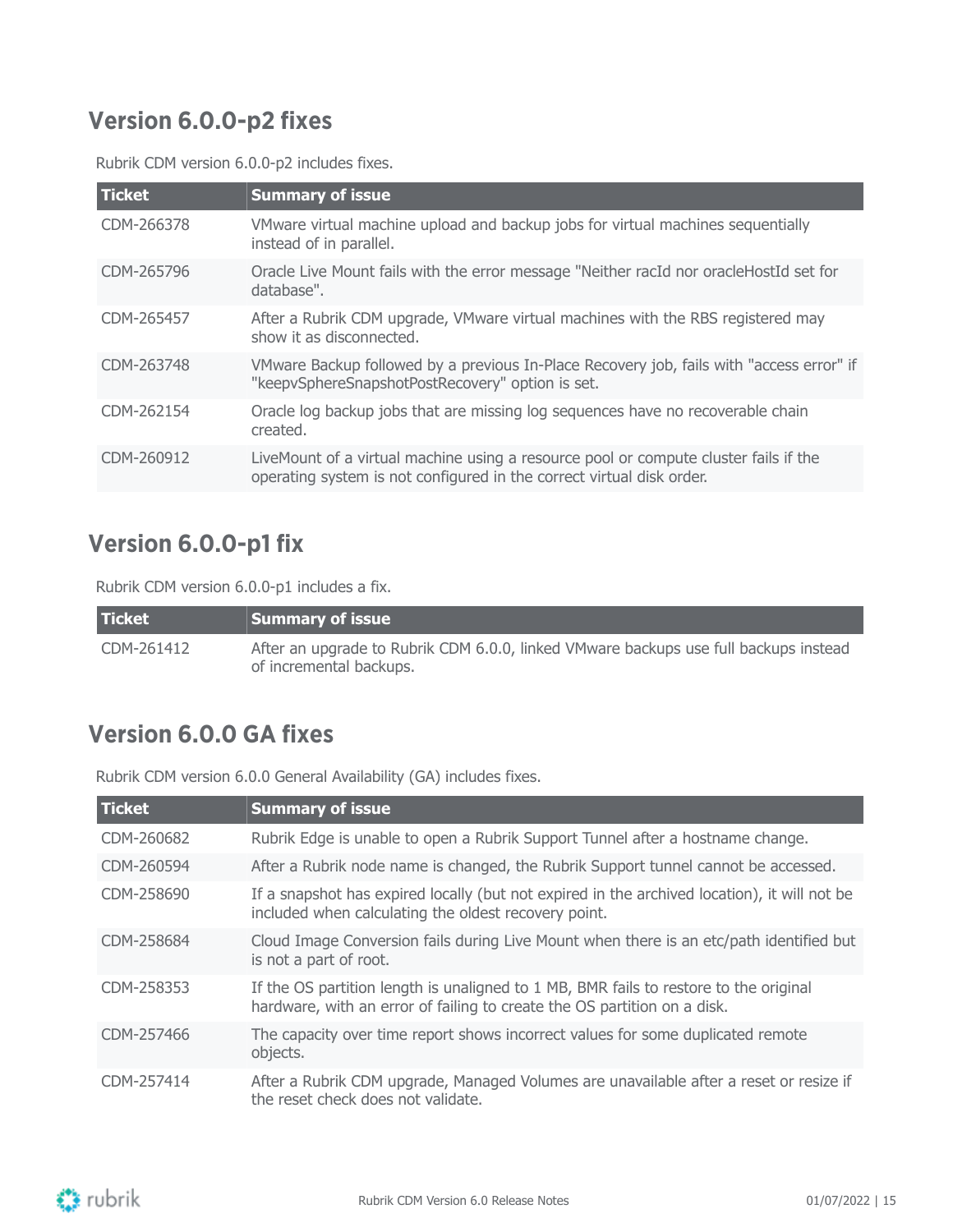## Version 6.0.0-p2 fixes

Rubrik CDM version 6.0.0-p2 includes fixes.

| Ticket | Summary of issue |
| --- | --- |
| CDM-266378 | VMware virtual machine upload and backup jobs for virtual machines sequentially instead of in parallel. |
| CDM-265796 | Oracle Live Mount fails with the error message "Neither racId nor oracleHostId set for database". |
| CDM-265457 | After a Rubrik CDM upgrade, VMware virtual machines with the RBS registered may show it as disconnected. |
| CDM-263748 | VMware Backup followed by a previous In-Place Recovery job, fails with "access error" if "keepvSphereSnapshotPostRecovery" option is set. |
| CDM-262154 | Oracle log backup jobs that are missing log sequences have no recoverable chain created. |
| CDM-260912 | LiveMount of a virtual machine using a resource pool or compute cluster fails if the operating system is not configured in the correct virtual disk order. |

## Version 6.0.0-p1 fix

Rubrik CDM version 6.0.0-p1 includes a fix.

| Ticket | Summary of issue |
| --- | --- |
| CDM-261412 | After an upgrade to Rubrik CDM 6.0.0, linked VMware backups use full backups instead of incremental backups. |

## Version 6.0.0 GA fixes

Rubrik CDM version 6.0.0 General Availability (GA) includes fixes.

| Ticket | Summary of issue |
| --- | --- |
| CDM-260682 | Rubrik Edge is unable to open a Rubrik Support Tunnel after a hostname change. |
| CDM-260594 | After a Rubrik node name is changed, the Rubrik Support tunnel cannot be accessed. |
| CDM-258690 | If a snapshot has expired locally (but not expired in the archived location), it will not be included when calculating the oldest recovery point. |
| CDM-258684 | Cloud Image Conversion fails during Live Mount when there is an etc/path identified but is not a part of root. |
| CDM-258353 | If the OS partition length is unaligned to 1 MB, BMR fails to restore to the original hardware, with an error of failing to create the OS partition on a disk. |
| CDM-257466 | The capacity over time report shows incorrect values for some duplicated remote objects. |
| CDM-257414 | After a Rubrik CDM upgrade, Managed Volumes are unavailable after a reset or resize if the reset check does not validate. |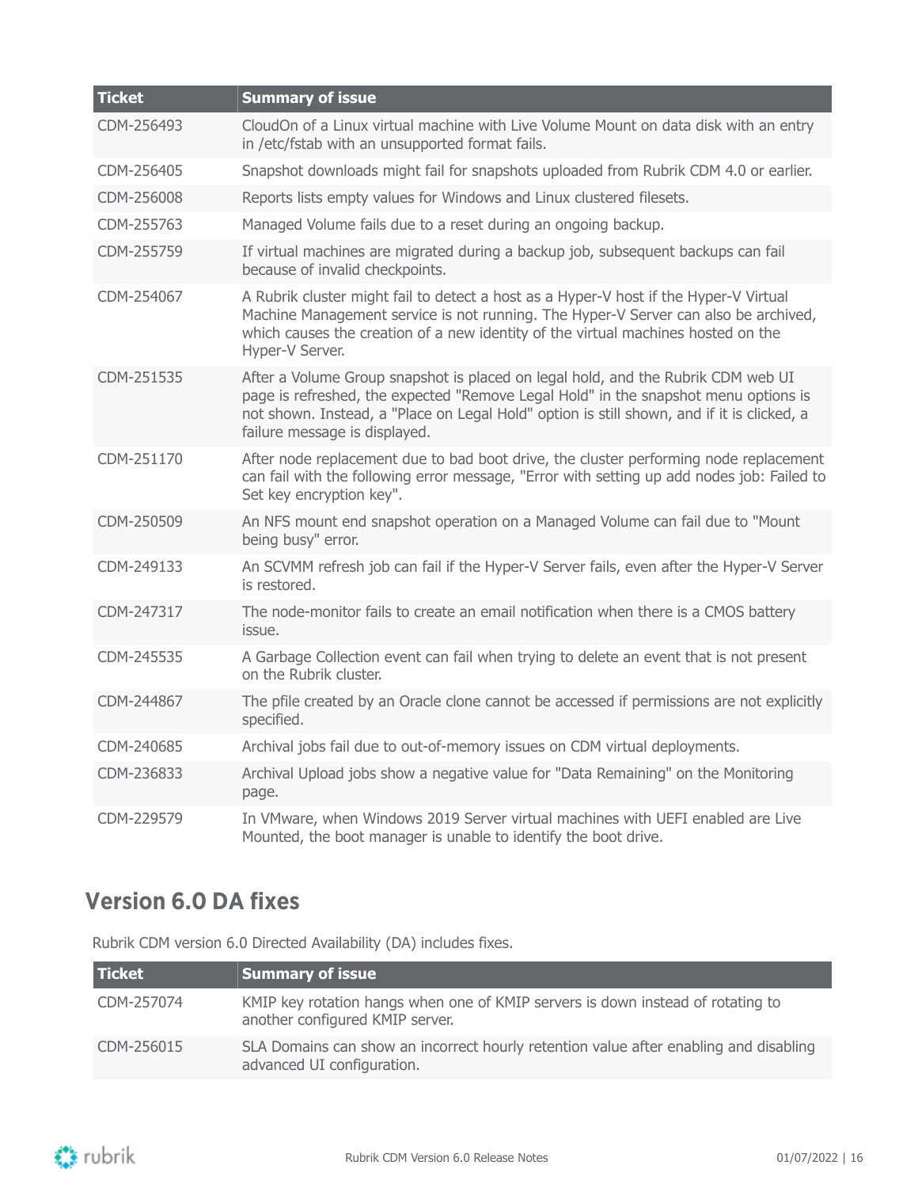| Ticket | Summary of issue |
| --- | --- |
| CDM-256493 | CloudOn of a Linux virtual machine with Live Volume Mount on data disk with an entry in /etc/fstab with an unsupported format fails. |
| CDM-256405 | Snapshot downloads might fail for snapshots uploaded from Rubrik CDM 4.0 or earlier. |
| CDM-256008 | Reports lists empty values for Windows and Linux clustered filesets. |
| CDM-255763 | Managed Volume fails due to a reset during an ongoing backup. |
| CDM-255759 | If virtual machines are migrated during a backup job, subsequent backups can fail because of invalid checkpoints. |
| CDM-254067 | A Rubrik cluster might fail to detect a host as a Hyper-V host if the Hyper-V Virtual Machine Management service is not running. The Hyper-V Server can also be archived, which causes the creation of a new identity of the virtual machines hosted on the Hyper-V Server. |
| CDM-251535 | After a Volume Group snapshot is placed on legal hold, and the Rubrik CDM web UI page is refreshed, the expected "Remove Legal Hold" in the snapshot menu options is not shown. Instead, a "Place on Legal Hold" option is still shown, and if it is clicked, a failure message is displayed. |
| CDM-251170 | After node replacement due to bad boot drive, the cluster performing node replacement can fail with the following error message, "Error with setting up add nodes job: Failed to Set key encryption key". |
| CDM-250509 | An NFS mount end snapshot operation on a Managed Volume can fail due to "Mount being busy" error. |
| CDM-249133 | An SCVMM refresh job can fail if the Hyper-V Server fails, even after the Hyper-V Server is restored. |
| CDM-247317 | The node-monitor fails to create an email notification when there is a CMOS battery issue. |
| CDM-245535 | A Garbage Collection event can fail when trying to delete an event that is not present on the Rubrik cluster. |
| CDM-244867 | The pfile created by an Oracle clone cannot be accessed if permissions are not explicitly specified. |
| CDM-240685 | Archival jobs fail due to out-of-memory issues on CDM virtual deployments. |
| CDM-236833 | Archival Upload jobs show a negative value for "Data Remaining" on the Monitoring page. |
| CDM-229579 | In VMware, when Windows 2019 Server virtual machines with UEFI enabled are Live Mounted, the boot manager is unable to identify the boot drive. |

## Version 6.0 DA fixes

Rubrik CDM version 6.0 Directed Availability (DA) includes fixes.

| Ticket | Summary of issue |
| --- | --- |
| CDM-257074 | KMIP key rotation hangs when one of KMIP servers is down instead of rotating to another configured KMIP server. |
| CDM-256015 | SLA Domains can show an incorrect hourly retention value after enabling and disabling advanced UI configuration. |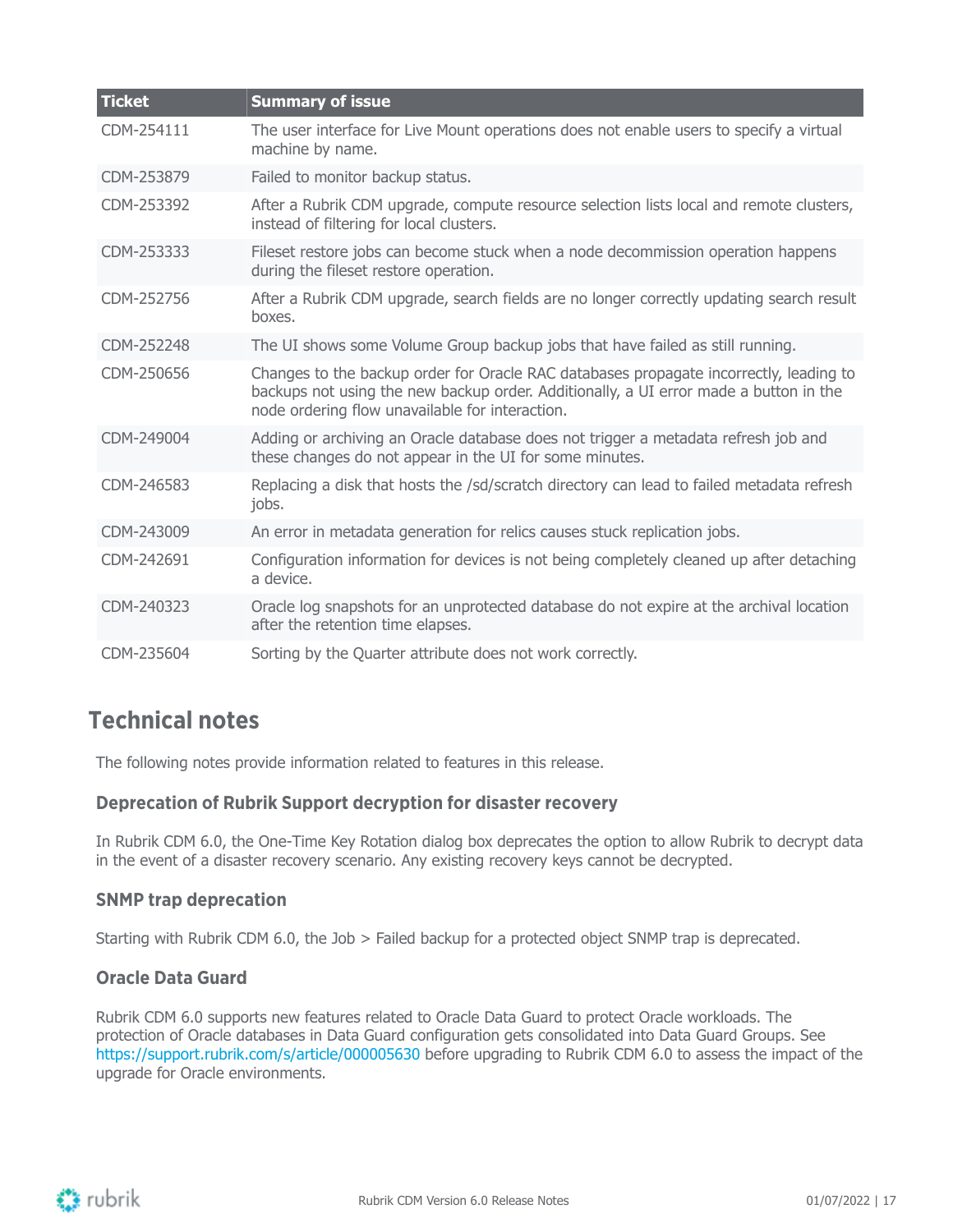| Ticket | Summary of issue |
| --- | --- |
| CDM-254111 | The user interface for Live Mount operations does not enable users to specify a virtual machine by name. |
| CDM-253879 | Failed to monitor backup status. |
| CDM-253392 | After a Rubrik CDM upgrade, compute resource selection lists local and remote clusters, instead of filtering for local clusters. |
| CDM-253333 | Fileset restore jobs can become stuck when a node decommission operation happens during the fileset restore operation. |
| CDM-252756 | After a Rubrik CDM upgrade, search fields are no longer correctly updating search result boxes. |
| CDM-252248 | The UI shows some Volume Group backup jobs that have failed as still running. |
| CDM-250656 | Changes to the backup order for Oracle RAC databases propagate incorrectly, leading to backups not using the new backup order. Additionally, a UI error made a button in the node ordering flow unavailable for interaction. |
| CDM-249004 | Adding or archiving an Oracle database does not trigger a metadata refresh job and these changes do not appear in the UI for some minutes. |
| CDM-246583 | Replacing a disk that hosts the /sd/scratch directory can lead to failed metadata refresh jobs. |
| CDM-243009 | An error in metadata generation for relics causes stuck replication jobs. |
| CDM-242691 | Configuration information for devices is not being completely cleaned up after detaching a device. |
| CDM-240323 | Oracle log snapshots for an unprotected database do not expire at the archival location after the retention time elapses. |
| CDM-235604 | Sorting by the Quarter attribute does not work correctly. |

## Technical notes

The following notes provide information related to features in this release.

### Deprecation of Rubrik Support decryption for disaster recovery

In Rubrik CDM 6.0, the One-Time Key Rotation dialog box deprecates the option to allow Rubrik to decrypt data in the event of a disaster recovery scenario. Any existing recovery keys cannot be decrypted.

### SNMP trap deprecation

Starting with Rubrik CDM 6.0, the Job > Failed backup for a protected object SNMP trap is deprecated.

### Oracle Data Guard

Rubrik CDM 6.0 supports new features related to Oracle Data Guard to protect Oracle workloads. The protection of Oracle databases in Data Guard configuration gets consolidated into Data Guard Groups. See https://support.rubrik.com/s/article/000005630 before upgrading to Rubrik CDM 6.0 to assess the impact of the upgrade for Oracle environments.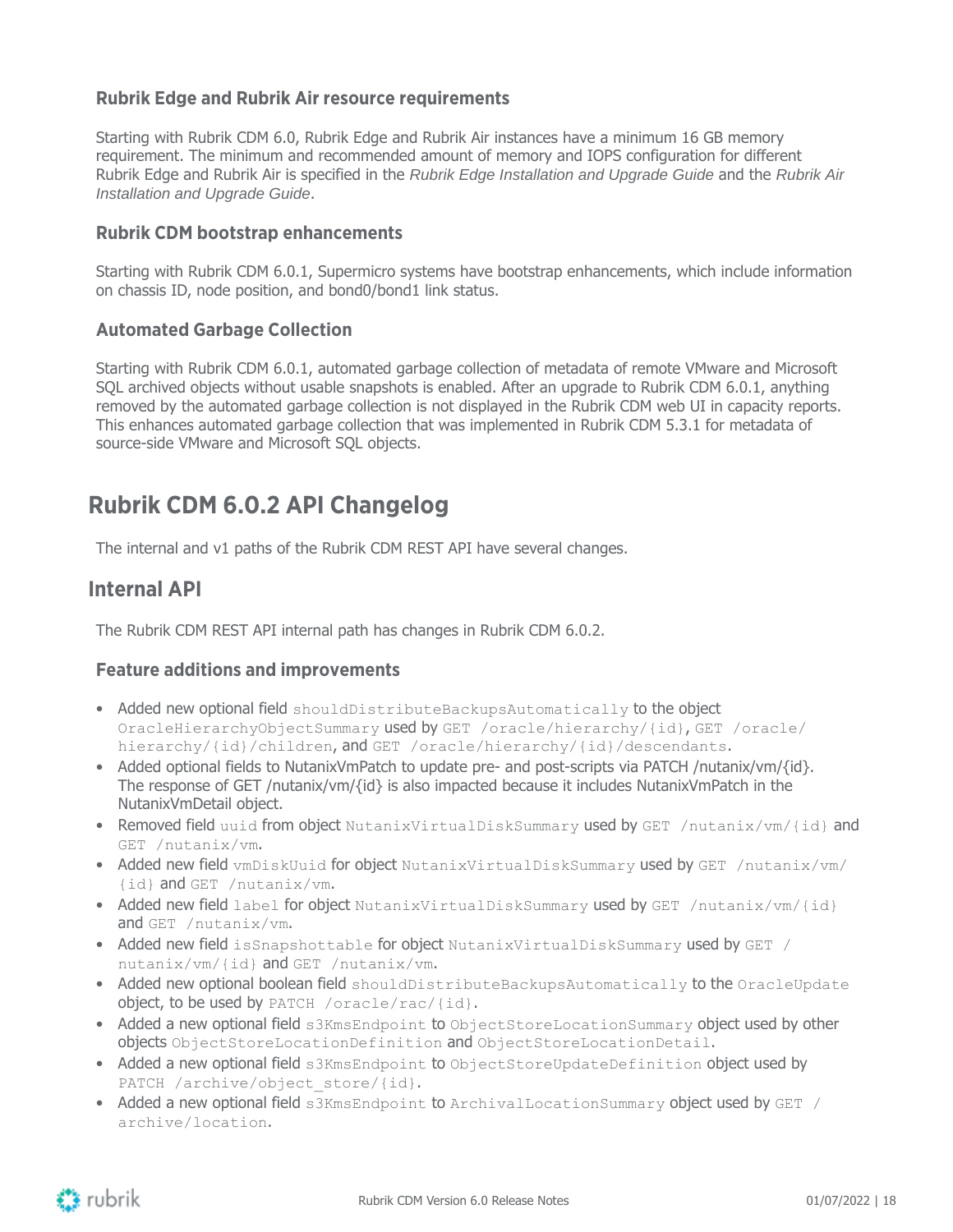### Rubrik Edge and Rubrik Air resource requirements

Starting with Rubrik CDM 6.0, Rubrik Edge and Rubrik Air instances have a minimum 16 GB memory requirement. The minimum and recommended amount of memory and IOPS configuration for different Rubrik Edge and Rubrik Air is specified in the *Rubrik Edge Installation and Upgrade Guide* and the *Rubrik Air Installation and Upgrade Guide*.

### Rubrik CDM bootstrap enhancements

Starting with Rubrik CDM 6.0.1, Supermicro systems have bootstrap enhancements, which include information on chassis ID, node position, and bond0/bond1 link status.

### Automated Garbage Collection

Starting with Rubrik CDM 6.0.1, automated garbage collection of metadata of remote VMware and Microsoft SQL archived objects without usable snapshots is enabled. After an upgrade to Rubrik CDM 6.0.1, anything removed by the automated garbage collection is not displayed in the Rubrik CDM web UI in capacity reports. This enhances automated garbage collection that was implemented in Rubrik CDM 5.3.1 for metadata of source-side VMware and Microsoft SQL objects.

# Rubrik CDM 6.0.2 API Changelog

The internal and v1 paths of the Rubrik CDM REST API have several changes.

## Internal API

The Rubrik CDM REST API internal path has changes in Rubrik CDM 6.0.2.

### Feature additions and improvements

- Added new optional field `shouldDistributeBackupsAutomatically` to the object `OracleHierarchyObjectSummary` used by `GET /oracle/hierarchy/{id}`, `GET /oracle/hierarchy/{id}/children`, and `GET /oracle/hierarchy/{id}/descendants`.
- Added optional fields to NutanixVmPatch to update pre- and post-scripts via PATCH /nutanix/vm/{id}. The response of GET /nutanix/vm/{id} is also impacted because it includes NutanixVmPatch in the NutanixVmDetail object.
- Removed field `uuid` from object `NutanixVirtualDiskSummary` used by `GET /nutanix/vm/{id}` and `GET /nutanix/vm`.
- Added new field `vmDiskUuid` for object `NutanixVirtualDiskSummary` used by `GET /nutanix/vm/{id}` and `GET /nutanix/vm`.
- Added new field `label` for object `NutanixVirtualDiskSummary` used by `GET /nutanix/vm/{id}` and `GET /nutanix/vm`.
- Added new field `isSnapshottable` for object `NutanixVirtualDiskSummary` used by `GET /nutanix/vm/{id}` and `GET /nutanix/vm`.
- Added new optional boolean field `shouldDistributeBackupsAutomatically` to the `OracleUpdate` object, to be used by `PATCH /oracle/rac/{id}`.
- Added a new optional field `s3KmsEndpoint` to `ObjectStoreLocationSummary` object used by other objects `ObjectStoreLocationDefinition` and `ObjectStoreLocationDetail`.
- Added a new optional field `s3KmsEndpoint` to `ObjectStoreUpdateDefinition` object used by `PATCH /archive/object_store/{id}`.
- Added a new optional field `s3KmsEndpoint` to `ArchivalLocationSummary` object used by `GET /archive/location`.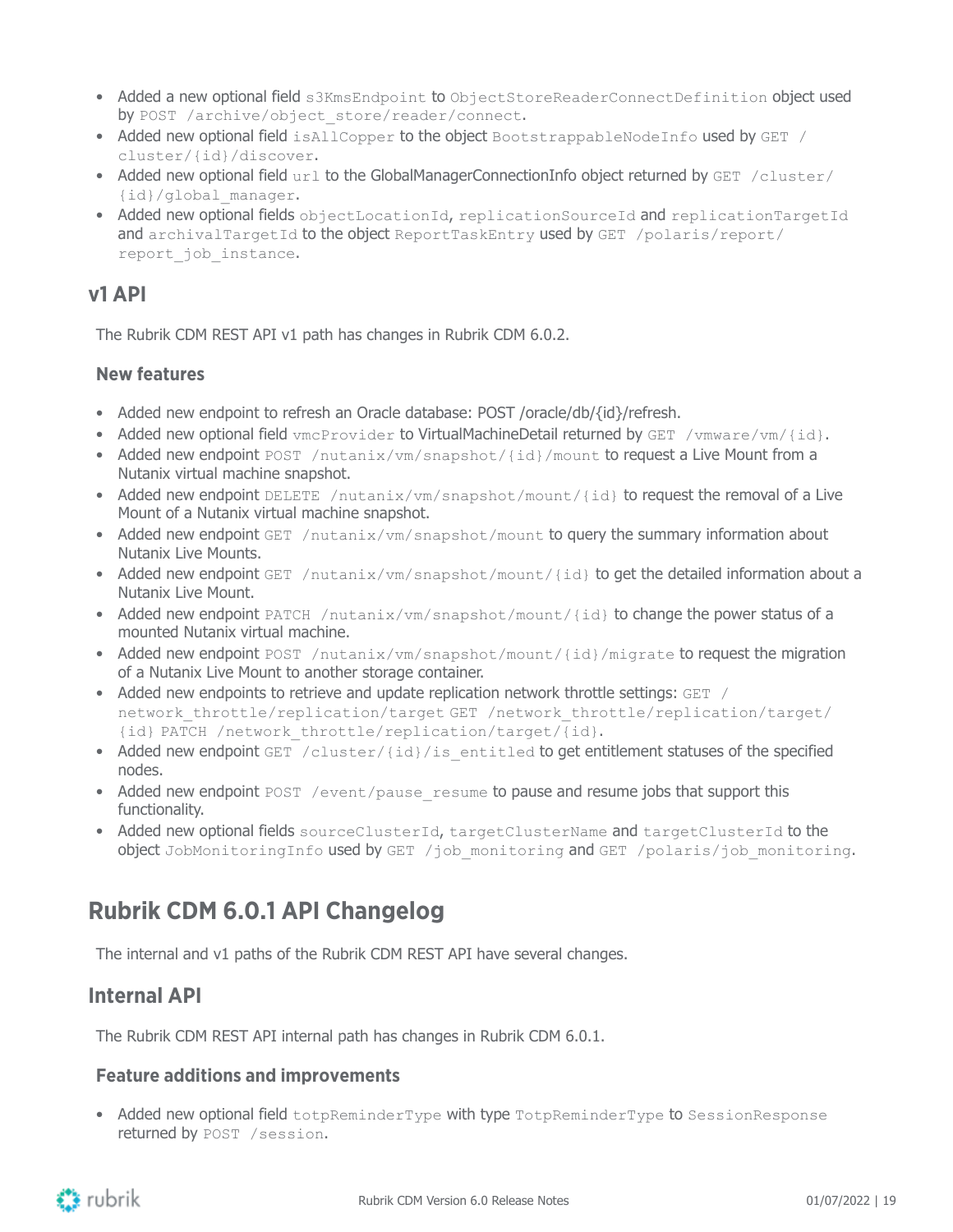- Added a new optional field `s3KmsEndpoint` to `ObjectStoreReaderConnectDefinition` object used by `POST /archive/object_store/reader/connect`.
- Added new optional field `isAllCopper` to the object `BootstrappableNodeInfo` used by `GET /cluster/{id}/discover`.
- Added new optional field `url` to the GlobalManagerConnectionInfo object returned by `GET /cluster/{id}/global_manager`.
- Added new optional fields `objectLocationId`, `replicationSourceId` and `replicationTargetId` and `archivalTargetId` to the object `ReportTaskEntry` used by `GET /polaris/report/report_job_instance`.

## v1 API

The Rubrik CDM REST API v1 path has changes in Rubrik CDM 6.0.2.

### New features

- Added new endpoint to refresh an Oracle database: POST /oracle/db/{id}/refresh.
- Added new optional field `vmcProvider` to VirtualMachineDetail returned by `GET /vmware/vm/{id}`.
- Added new endpoint `POST /nutanix/vm/snapshot/{id}/mount` to request a Live Mount from a Nutanix virtual machine snapshot.
- Added new endpoint `DELETE /nutanix/vm/snapshot/mount/{id}` to request the removal of a Live Mount of a Nutanix virtual machine snapshot.
- Added new endpoint `GET /nutanix/vm/snapshot/mount` to query the summary information about Nutanix Live Mounts.
- Added new endpoint `GET /nutanix/vm/snapshot/mount/{id}` to get the detailed information about a Nutanix Live Mount.
- Added new endpoint `PATCH /nutanix/vm/snapshot/mount/{id}` to change the power status of a mounted Nutanix virtual machine.
- Added new endpoint `POST /nutanix/vm/snapshot/mount/{id}/migrate` to request the migration of a Nutanix Live Mount to another storage container.
- Added new endpoints to retrieve and update replication network throttle settings: `GET /network_throttle/replication/target` `GET /network_throttle/replication/target/{id}` `PATCH /network_throttle/replication/target/{id}`.
- Added new endpoint `GET /cluster/{id}/is_entitled` to get entitlement statuses of the specified nodes.
- Added new endpoint `POST /event/pause_resume` to pause and resume jobs that support this functionality.
- Added new optional fields `sourceClusterId`, `targetClusterName` and `targetClusterId` to the object `JobMonitoringInfo` used by `GET /job_monitoring` and `GET /polaris/job_monitoring`.

# Rubrik CDM 6.0.1 API Changelog

The internal and v1 paths of the Rubrik CDM REST API have several changes.

## Internal API

The Rubrik CDM REST API internal path has changes in Rubrik CDM 6.0.1.

### Feature additions and improvements

- Added new optional field `totpReminderType` with type `TotpReminderType` to `SessionResponse` returned by `POST /session`.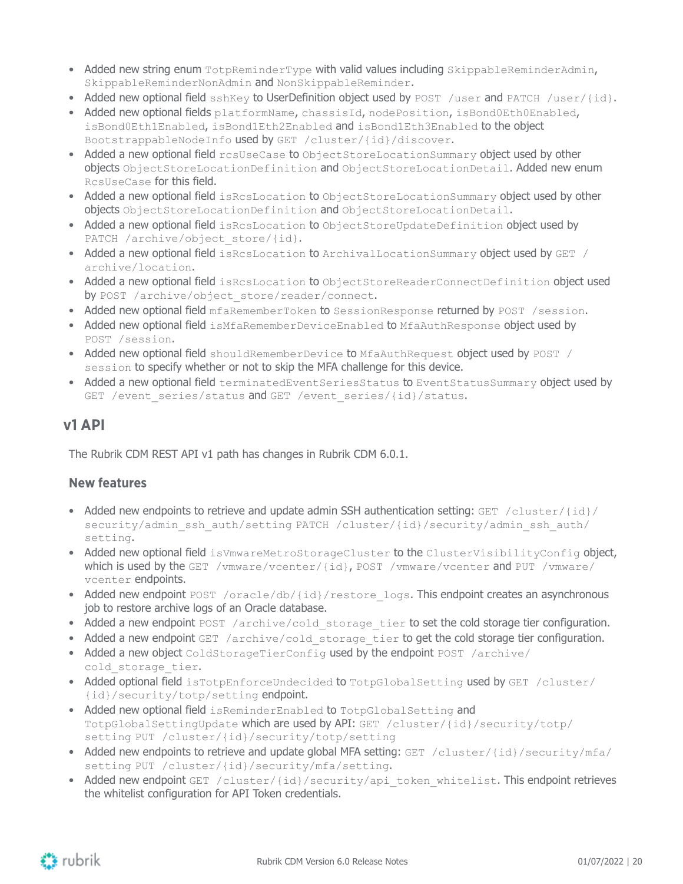- Added new string enum `TotpReminderType` with valid values including `SkippableReminderAdmin`, `SkippableReminderNonAdmin` and `NonSkippableReminder`.
- Added new optional field `sshKey` to UserDefinition object used by `POST /user` and `PATCH /user/{id}`.
- Added new optional fields `platformName`, `chassisId`, `nodePosition`, `isBond0Eth0Enabled`, `isBond0Eth1Enabled`, `isBond1Eth2Enabled` and `isBond1Eth3Enabled` to the object `BootstrappableNodeInfo` used by `GET /cluster/{id}/discover`.
- Added a new optional field `rcsUseCase` to `ObjectStoreLocationSummary` object used by other objects `ObjectStoreLocationDefinition` and `ObjectStoreLocationDetail`. Added new enum `RcsUseCase` for this field.
- Added a new optional field `isRcsLocation` to `ObjectStoreLocationSummary` object used by other objects `ObjectStoreLocationDefinition` and `ObjectStoreLocationDetail`.
- Added a new optional field `isRcsLocation` to `ObjectStoreUpdateDefinition` object used by `PATCH /archive/object_store/{id}`.
- Added a new optional field `isRcsLocation` to `ArchivalLocationSummary` object used by `GET /archive/location`.
- Added a new optional field `isRcsLocation` to `ObjectStoreReaderConnectDefinition` object used by `POST /archive/object_store/reader/connect`.
- Added new optional field `mfaRememberToken` to `SessionResponse` returned by `POST /session`.
- Added new optional field `isMfaRememberDeviceEnabled` to `MfaAuthResponse` object used by `POST /session`.
- Added new optional field `shouldRememberDevice` to `MfaAuthRequest` object used by `POST /session` to specify whether or not to skip the MFA challenge for this device.
- Added a new optional field `terminatedEventSeriesStatus` to `EventStatusSummary` object used by `GET /event_series/status` and `GET /event_series/{id}/status`.

## v1 API

The Rubrik CDM REST API v1 path has changes in Rubrik CDM 6.0.1.

### New features

- Added new endpoints to retrieve and update admin SSH authentication setting: `GET /cluster/{id}/security/admin_ssh_auth/setting` `PATCH /cluster/{id}/security/admin_ssh_auth/setting`.
- Added new optional field `isVmwareMetroStorageCluster` to the `ClusterVisibilityConfig` object, which is used by the `GET /vmware/vcenter/{id}`, `POST /vmware/vcenter` and `PUT /vmware/vcenter` endpoints.
- Added new endpoint `POST /oracle/db/{id}/restore_logs`. This endpoint creates an asynchronous job to restore archive logs of an Oracle database.
- Added a new endpoint `POST /archive/cold_storage_tier` to set the cold storage tier configuration.
- Added a new endpoint `GET /archive/cold_storage_tier` to get the cold storage tier configuration.
- Added a new object `ColdStorageTierConfig` used by the endpoint `POST /archive/cold_storage_tier`.
- Added optional field `isTotpEnforceUndecided` to `TotpGlobalSetting` used by `GET /cluster/{id}/security/totp/setting` endpoint.
- Added new optional field `isReminderEnabled` to `TotpGlobalSetting` and `TotpGlobalSettingUpdate` which are used by API: `GET /cluster/{id}/security/totp/setting` `PUT /cluster/{id}/security/totp/setting`
- Added new endpoints to retrieve and update global MFA setting: `GET /cluster/{id}/security/mfa/setting` `PUT /cluster/{id}/security/mfa/setting`.
- Added new endpoint `GET /cluster/{id}/security/api_token_whitelist`. This endpoint retrieves the whitelist configuration for API Token credentials.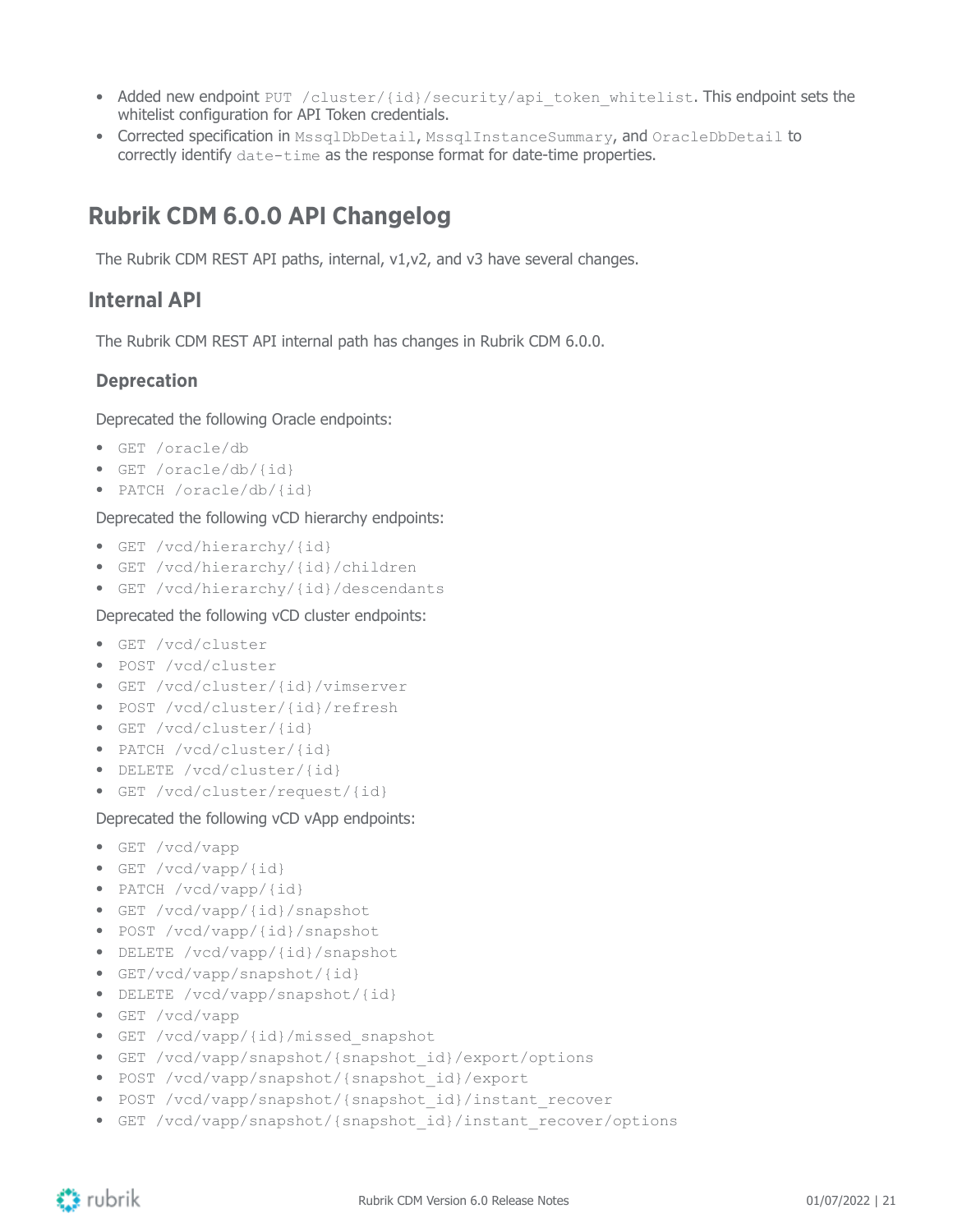- Added new endpoint `PUT /cluster/{id}/security/api_token_whitelist`. This endpoint sets the whitelist configuration for API Token credentials.
- Corrected specification in `MssqlDbDetail`, `MssqlInstanceSummary`, and `OracleDbDetail` to correctly identify `date-time` as the response format for date-time properties.

# Rubrik CDM 6.0.0 API Changelog

The Rubrik CDM REST API paths, internal, v1,v2, and v3 have several changes.

## Internal API

The Rubrik CDM REST API internal path has changes in Rubrik CDM 6.0.0.

### Deprecation

Deprecated the following Oracle endpoints:

- `GET /oracle/db`
- `GET /oracle/db/{id}`
- `PATCH /oracle/db/{id}`

Deprecated the following vCD hierarchy endpoints:

- `GET /vcd/hierarchy/{id}`
- `GET /vcd/hierarchy/{id}/children`
- `GET /vcd/hierarchy/{id}/descendants`

Deprecated the following vCD cluster endpoints:

- `GET /vcd/cluster`
- `POST /vcd/cluster`
- `GET /vcd/cluster/{id}/vimserver`
- `POST /vcd/cluster/{id}/refresh`
- `GET /vcd/cluster/{id}`
- `PATCH /vcd/cluster/{id}`
- `DELETE /vcd/cluster/{id}`
- `GET /vcd/cluster/request/{id}`

Deprecated the following vCD vApp endpoints:

- `GET /vcd/vapp`
- `GET /vcd/vapp/{id}`
- `PATCH /vcd/vapp/{id}`
- `GET /vcd/vapp/{id}/snapshot`
- `POST /vcd/vapp/{id}/snapshot`
- `DELETE /vcd/vapp/{id}/snapshot`
- `GET/vcd/vapp/snapshot/{id}`
- `DELETE /vcd/vapp/snapshot/{id}`
- `GET /vcd/vapp`
- `GET /vcd/vapp/{id}/missed_snapshot`
- `GET /vcd/vapp/snapshot/{snapshot_id}/export/options`
- `POST /vcd/vapp/snapshot/{snapshot_id}/export`
- `POST /vcd/vapp/snapshot/{snapshot_id}/instant_recover`
- `GET /vcd/vapp/snapshot/{snapshot_id}/instant_recover/options`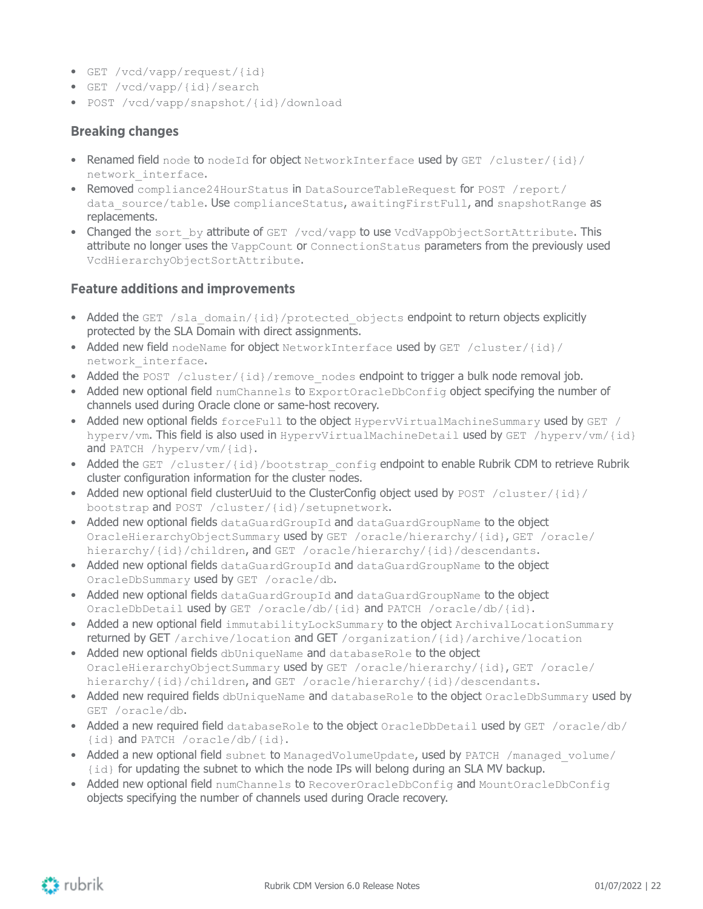- `GET /vcd/vapp/request/{id}`
- `GET /vcd/vapp/{id}/search`
- `POST /vcd/vapp/snapshot/{id}/download`

### Breaking changes

- Renamed field `node` to `nodeId` for object `NetworkInterface` used by `GET /cluster/{id}/network_interface`.
- Removed `compliance24HourStatus` in `DataSourceTableRequest` for `POST /report/data_source/table`. Use `complianceStatus`, `awaitingFirstFull`, and `snapshotRange` as replacements.
- Changed the `sort_by` attribute of `GET /vcd/vapp` to use `VcdVappObjectSortAttribute`. This attribute no longer uses the `VappCount` or `ConnectionStatus` parameters from the previously used `VcdHierarchyObjectSortAttribute`.

### Feature additions and improvements

- Added the `GET /sla_domain/{id}/protected_objects` endpoint to return objects explicitly protected by the SLA Domain with direct assignments.
- Added new field `nodeName` for object `NetworkInterface` used by `GET /cluster/{id}/network_interface`.
- Added the `POST /cluster/{id}/remove_nodes` endpoint to trigger a bulk node removal job.
- Added new optional field `numChannels` to `ExportOracleDbConfig` object specifying the number of channels used during Oracle clone or same-host recovery.
- Added new optional fields `forceFull` to the object `HypervVirtualMachineSummary` used by `GET /hyperv/vm`. This field is also used in `HypervVirtualMachineDetail` used by `GET /hyperv/vm/{id}` and `PATCH /hyperv/vm/{id}`.
- Added the `GET /cluster/{id}/bootstrap_config` endpoint to enable Rubrik CDM to retrieve Rubrik cluster configuration information for the cluster nodes.
- Added new optional field clusterUuid to the ClusterConfig object used by `POST /cluster/{id}/bootstrap` and `POST /cluster/{id}/setupnetwork`.
- Added new optional fields `dataGuardGroupId` and `dataGuardGroupName` to the object `OracleHierarchyObjectSummary` used by `GET /oracle/hierarchy/{id}`, `GET /oracle/hierarchy/{id}/children`, and `GET /oracle/hierarchy/{id}/descendants`.
- Added new optional fields `dataGuardGroupId` and `dataGuardGroupName` to the object `OracleDbSummary` used by `GET /oracle/db`.
- Added new optional fields `dataGuardGroupId` and `dataGuardGroupName` to the object `OracleDbDetail` used by `GET /oracle/db/{id}` and `PATCH /oracle/db/{id}`.
- Added a new optional field `immutabilityLockSummary` to the object `ArchivalLocationSummary` returned by GET `/archive/location` and GET `/organization/{id}/archive/location`
- Added new optional fields `dbUniqueName` and `databaseRole` to the object `OracleHierarchyObjectSummary` used by `GET /oracle/hierarchy/{id}`, `GET /oracle/hierarchy/{id}/children`, and `GET /oracle/hierarchy/{id}/descendants`.
- Added new required fields `dbUniqueName` and `databaseRole` to the object `OracleDbSummary` used by `GET /oracle/db`.
- Added a new required field `databaseRole` to the object `OracleDbDetail` used by `GET /oracle/db/{id}` and `PATCH /oracle/db/{id}`.
- Added a new optional field `subnet` to `ManagedVolumeUpdate`, used by `PATCH /managed_volume/{id}` for updating the subnet to which the node IPs will belong during an SLA MV backup.
- Added new optional field `numChannels` to `RecoverOracleDbConfig` and `MountOracleDbConfig` objects specifying the number of channels used during Oracle recovery.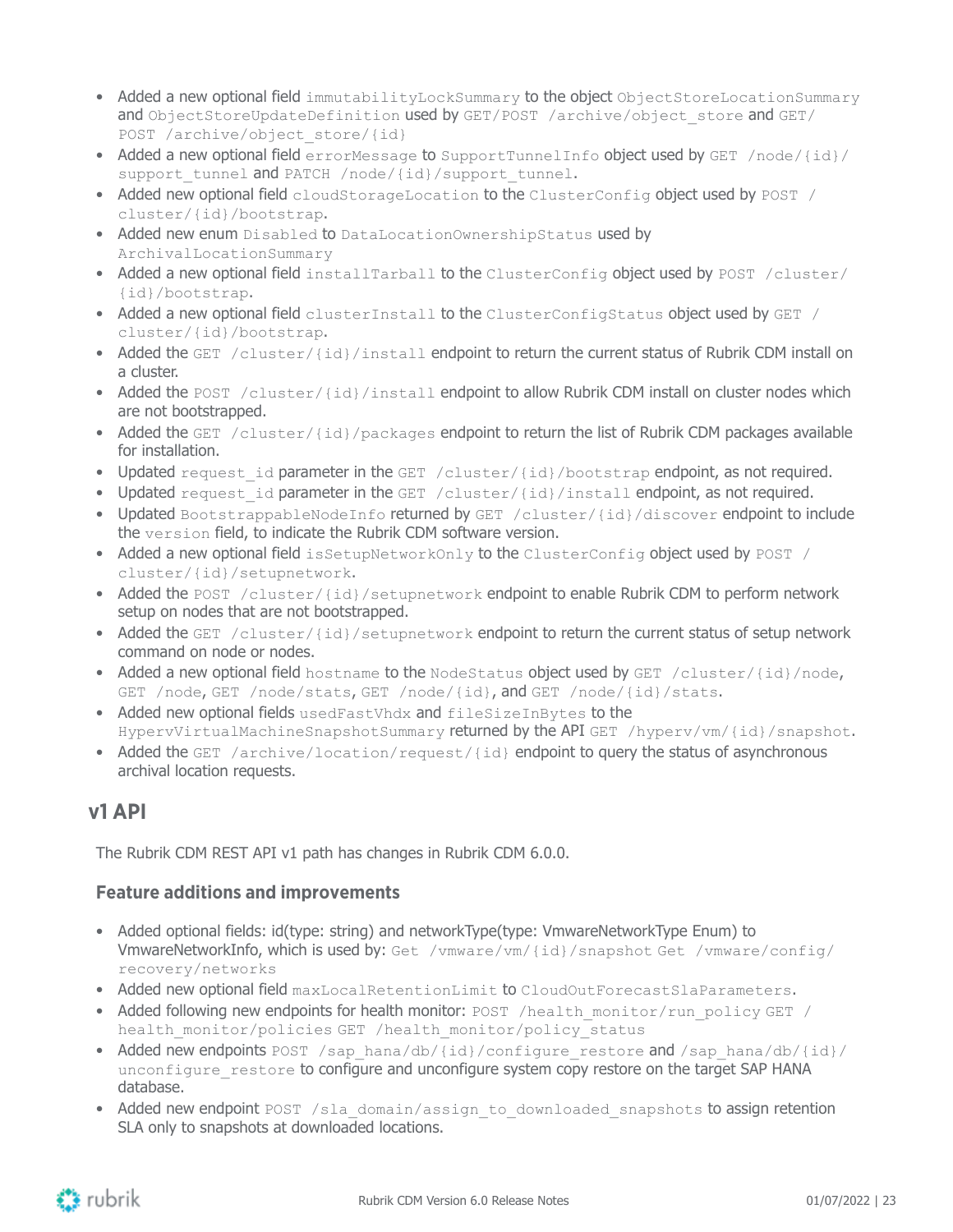- Added a new optional field `immutabilityLockSummary` to the object `ObjectStoreLocationSummary` and `ObjectStoreUpdateDefinition` used by `GET/POST /archive/object_store` and `GET/POST /archive/object_store/{id}`
- Added a new optional field `errorMessage` to `SupportTunnelInfo` object used by `GET /node/{id}/support_tunnel` and `PATCH /node/{id}/support_tunnel`.
- Added new optional field `cloudStorageLocation` to the `ClusterConfig` object used by `POST /cluster/{id}/bootstrap`.
- Added new enum `Disabled` to `DataLocationOwnershipStatus` used by `ArchivalLocationSummary`
- Added a new optional field `installTarball` to the `ClusterConfig` object used by `POST /cluster/{id}/bootstrap`.
- Added a new optional field `clusterInstall` to the `ClusterConfigStatus` object used by `GET /cluster/{id}/bootstrap`.
- Added the `GET /cluster/{id}/install` endpoint to return the current status of Rubrik CDM install on a cluster.
- Added the `POST /cluster/{id}/install` endpoint to allow Rubrik CDM install on cluster nodes which are not bootstrapped.
- Added the `GET /cluster/{id}/packages` endpoint to return the list of Rubrik CDM packages available for installation.
- Updated `request_id` parameter in the `GET /cluster/{id}/bootstrap` endpoint, as not required.
- Updated `request_id` parameter in the `GET /cluster/{id}/install` endpoint, as not required.
- Updated `BootstrappableNodeInfo` returned by `GET /cluster/{id}/discover` endpoint to include the `version` field, to indicate the Rubrik CDM software version.
- Added a new optional field `isSetupNetworkOnly` to the `ClusterConfig` object used by `POST /cluster/{id}/setupnetwork`.
- Added the `POST /cluster/{id}/setupnetwork` endpoint to enable Rubrik CDM to perform network setup on nodes that are not bootstrapped.
- Added the `GET /cluster/{id}/setupnetwork` endpoint to return the current status of setup network command on node or nodes.
- Added a new optional field `hostname` to the `NodeStatus` object used by `GET /cluster/{id}/node`, `GET /node`, `GET /node/stats`, `GET /node/{id}`, and `GET /node/{id}/stats`.
- Added new optional fields `usedFastVhdx` and `fileSizeInBytes` to the `HypervVirtualMachineSnapshotSummary` returned by the API `GET /hyperv/vm/{id}/snapshot`.
- Added the `GET /archive/location/request/{id}` endpoint to query the status of asynchronous archival location requests.

## v1 API

The Rubrik CDM REST API v1 path has changes in Rubrik CDM 6.0.0.

### Feature additions and improvements

- Added optional fields: id(type: string) and networkType(type: VmwareNetworkType Enum) to VmwareNetworkInfo, which is used by: `Get /vmware/vm/{id}/snapshot` `Get /vmware/config/recovery/networks`
- Added new optional field `maxLocalRetentionLimit` to `CloudOutForecastSlaParameters`.
- Added following new endpoints for health monitor: `POST /health_monitor/run_policy` `GET /health_monitor/policies` `GET /health_monitor/policy_status`
- Added new endpoints `POST /sap_hana/db/{id}/configure_restore` and `/sap_hana/db/{id}/unconfigure_restore` to configure and unconfigure system copy restore on the target SAP HANA database.
- Added new endpoint `POST /sla_domain/assign_to_downloaded_snapshots` to assign retention SLA only to snapshots at downloaded locations.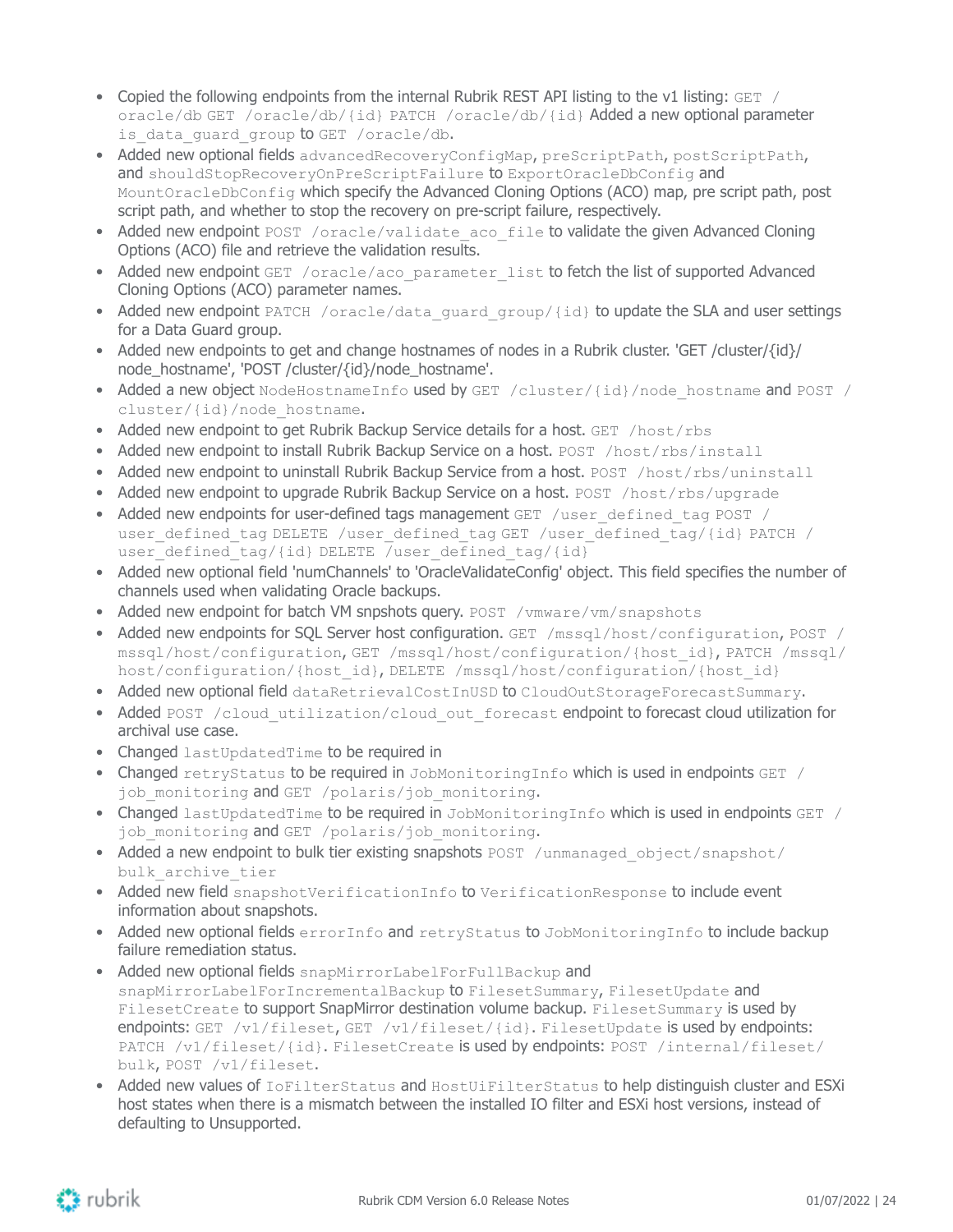- Copied the following endpoints from the internal Rubrik REST API listing to the v1 listing: `GET /oracle/db` `GET /oracle/db/{id}` `PATCH /oracle/db/{id}` Added a new optional parameter `is_data_guard_group` to `GET /oracle/db`.
- Added new optional fields `advancedRecoveryConfigMap`, `preScriptPath`, `postScriptPath`, and `shouldStopRecoveryOnPreScriptFailure` to `ExportOracleDbConfig` and `MountOracleDbConfig` which specify the Advanced Cloning Options (ACO) map, pre script path, post script path, and whether to stop the recovery on pre-script failure, respectively.
- Added new endpoint `POST /oracle/validate_aco_file` to validate the given Advanced Cloning Options (ACO) file and retrieve the validation results.
- Added new endpoint `GET /oracle/aco_parameter_list` to fetch the list of supported Advanced Cloning Options (ACO) parameter names.
- Added new endpoint `PATCH /oracle/data_guard_group/{id}` to update the SLA and user settings for a Data Guard group.
- Added new endpoints to get and change hostnames of nodes in a Rubrik cluster. 'GET /cluster/{id}/node_hostname', 'POST /cluster/{id}/node_hostname'.
- Added a new object `NodeHostnameInfo` used by `GET /cluster/{id}/node_hostname` and `POST /cluster/{id}/node_hostname`.
- Added new endpoint to get Rubrik Backup Service details for a host. `GET /host/rbs`
- Added new endpoint to install Rubrik Backup Service on a host. `POST /host/rbs/install`
- Added new endpoint to uninstall Rubrik Backup Service from a host. `POST /host/rbs/uninstall`
- Added new endpoint to upgrade Rubrik Backup Service on a host. `POST /host/rbs/upgrade`
- Added new endpoints for user-defined tags management `GET /user_defined_tag` `POST /user_defined_tag` `DELETE /user_defined_tag` `GET /user_defined_tag/{id}` `PATCH /user_defined_tag/{id}` `DELETE /user_defined_tag/{id}`
- Added new optional field 'numChannels' to 'OracleValidateConfig' object. This field specifies the number of channels used when validating Oracle backups.
- Added new endpoint for batch VM snpshots query. `POST /vmware/vm/snapshots`
- Added new endpoints for SQL Server host configuration. `GET /mssql/host/configuration`, `POST /mssql/host/configuration`, `GET /mssql/host/configuration/{host_id}`, `PATCH /mssql/host/configuration/{host_id}`, `DELETE /mssql/host/configuration/{host_id}`
- Added new optional field `dataRetrievalCostInUSD` to `CloudOutStorageForecastSummary`.
- Added `POST /cloud_utilization/cloud_out_forecast` endpoint to forecast cloud utilization for archival use case.
- Changed `lastUpdatedTime` to be required in
- Changed `retryStatus` to be required in `JobMonitoringInfo` which is used in endpoints `GET /job_monitoring` and `GET /polaris/job_monitoring`.
- Changed `lastUpdatedTime` to be required in `JobMonitoringInfo` which is used in endpoints `GET /job_monitoring` and `GET /polaris/job_monitoring`.
- Added a new endpoint to bulk tier existing snapshots `POST /unmanaged_object/snapshot/bulk_archive_tier`
- Added new field `snapshotVerificationInfo` to `VerificationResponse` to include event information about snapshots.
- Added new optional fields `errorInfo` and `retryStatus` to `JobMonitoringInfo` to include backup failure remediation status.
- Added new optional fields `snapMirrorLabelForFullBackup` and `snapMirrorLabelForIncrementalBackup` to `FilesetSummary`, `FilesetUpdate` and `FilesetCreate` to support SnapMirror destination volume backup. `FilesetSummary` is used by endpoints: `GET /v1/fileset`, `GET /v1/fileset/{id}`. `FilesetUpdate` is used by endpoints: `PATCH /v1/fileset/{id}`. `FilesetCreate` is used by endpoints: `POST /internal/fileset/bulk`, `POST /v1/fileset`.
- Added new values of `IoFilterStatus` and `HostUiFilterStatus` to help distinguish cluster and ESXi host states when there is a mismatch between the installed IO filter and ESXi host versions, instead of defaulting to Unsupported.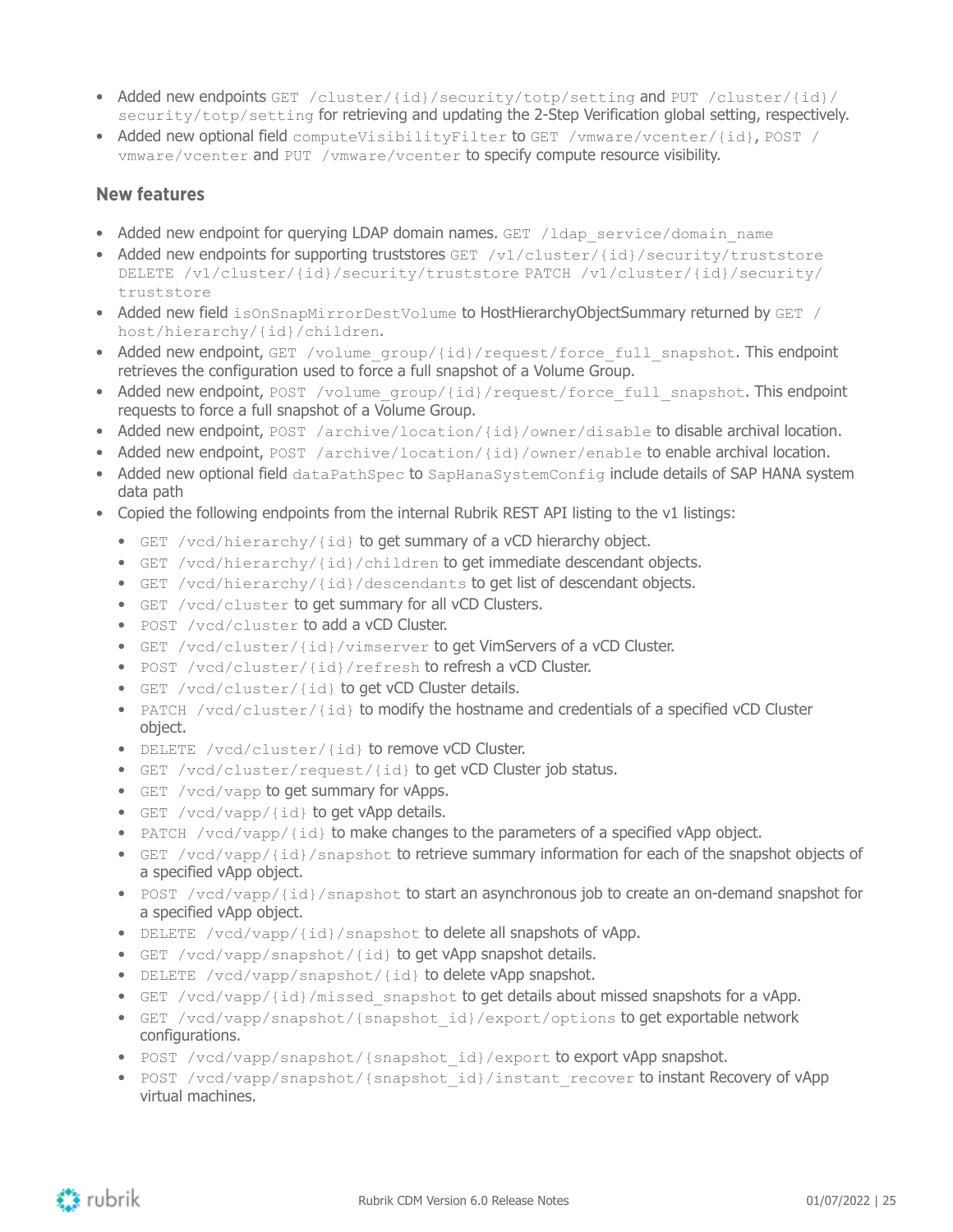- Added new endpoints `GET /cluster/{id}/security/totp/setting` and `PUT /cluster/{id}/security/totp/setting` for retrieving and updating the 2-Step Verification global setting, respectively.
- Added new optional field `computeVisibilityFilter` to `GET /vmware/vcenter/{id}`, `POST /vmware/vcenter` and `PUT /vmware/vcenter` to specify compute resource visibility.

### New features

- Added new endpoint for querying LDAP domain names. `GET /ldap_service/domain_name`
- Added new endpoints for supporting truststores `GET /v1/cluster/{id}/security/truststore` `DELETE /v1/cluster/{id}/security/truststore` `PATCH /v1/cluster/{id}/security/truststore`
- Added new field `isOnSnapMirrorDestVolume` to HostHierarchyObjectSummary returned by `GET /host/hierarchy/{id}/children`.
- Added new endpoint, `GET /volume_group/{id}/request/force_full_snapshot`. This endpoint retrieves the configuration used to force a full snapshot of a Volume Group.
- Added new endpoint, `POST /volume_group/{id}/request/force_full_snapshot`. This endpoint requests to force a full snapshot of a Volume Group.
- Added new endpoint, `POST /archive/location/{id}/owner/disable` to disable archival location.
- Added new endpoint, `POST /archive/location/{id}/owner/enable` to enable archival location.
- Added new optional field `dataPathSpec` to `SapHanaSystemConfig` include details of SAP HANA system data path
- Copied the following endpoints from the internal Rubrik REST API listing to the v1 listings:
  - `GET /vcd/hierarchy/{id}` to get summary of a vCD hierarchy object.
  - `GET /vcd/hierarchy/{id}/children` to get immediate descendant objects.
  - `GET /vcd/hierarchy/{id}/descendants` to get list of descendant objects.
  - `GET /vcd/cluster` to get summary for all vCD Clusters.
  - `POST /vcd/cluster` to add a vCD Cluster.
  - `GET /vcd/cluster/{id}/vimserver` to get VimServers of a vCD Cluster.
  - `POST /vcd/cluster/{id}/refresh` to refresh a vCD Cluster.
  - `GET /vcd/cluster/{id}` to get vCD Cluster details.
  - `PATCH /vcd/cluster/{id}` to modify the hostname and credentials of a specified vCD Cluster object.
  - `DELETE /vcd/cluster/{id}` to remove vCD Cluster.
  - `GET /vcd/cluster/request/{id}` to get vCD Cluster job status.
  - `GET /vcd/vapp` to get summary for vApps.
  - `GET /vcd/vapp/{id}` to get vApp details.
  - `PATCH /vcd/vapp/{id}` to make changes to the parameters of a specified vApp object.
  - `GET /vcd/vapp/{id}/snapshot` to retrieve summary information for each of the snapshot objects of a specified vApp object.
  - `POST /vcd/vapp/{id}/snapshot` to start an asynchronous job to create an on-demand snapshot for a specified vApp object.
  - `DELETE /vcd/vapp/{id}/snapshot` to delete all snapshots of vApp.
  - `GET /vcd/vapp/snapshot/{id}` to get vApp snapshot details.
  - `DELETE /vcd/vapp/snapshot/{id}` to delete vApp snapshot.
  - `GET /vcd/vapp/{id}/missed_snapshot` to get details about missed snapshots for a vApp.
  - `GET /vcd/vapp/snapshot/{snapshot_id}/export/options` to get exportable network configurations.
  - `POST /vcd/vapp/snapshot/{snapshot_id}/export` to export vApp snapshot.
  - `POST /vcd/vapp/snapshot/{snapshot_id}/instant_recover` to instant Recovery of vApp virtual machines.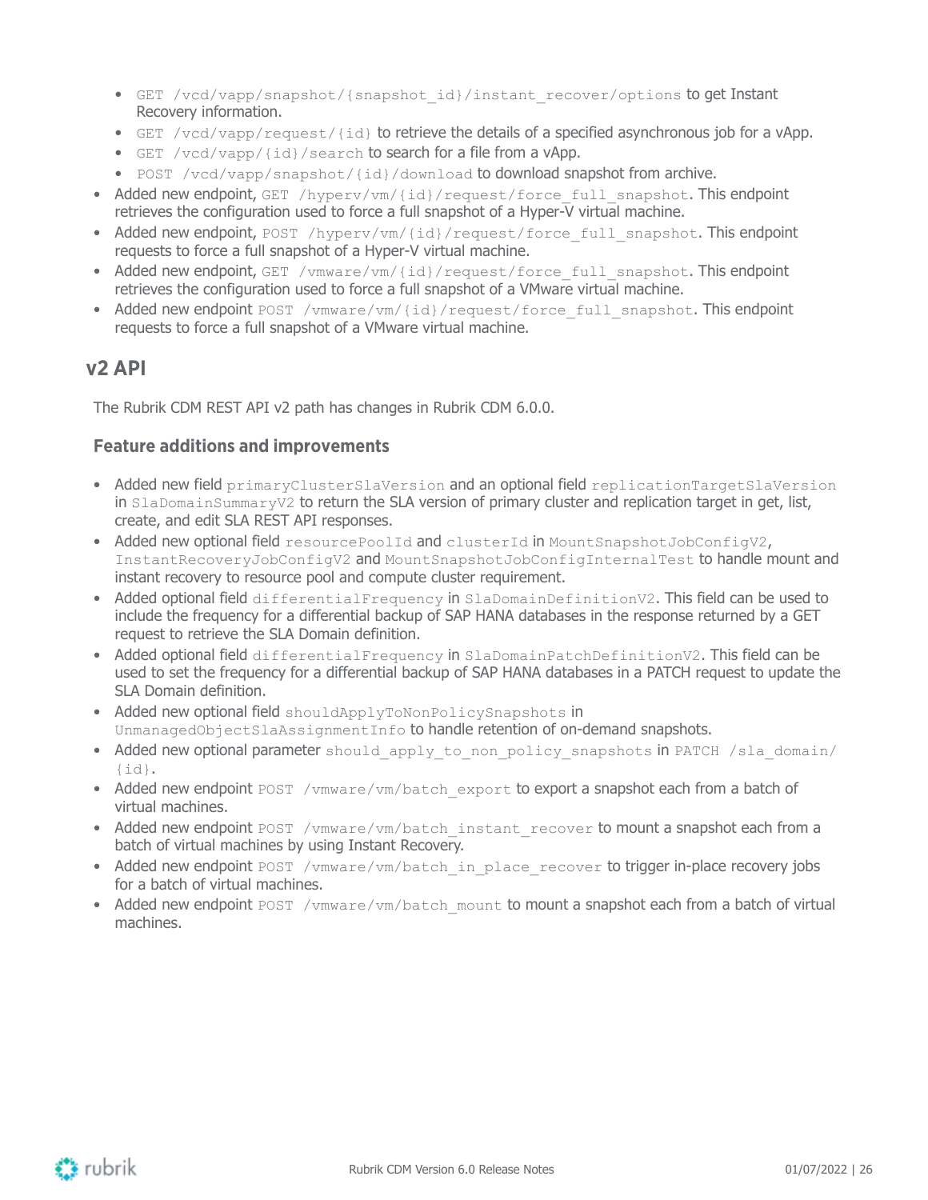- `GET /vcd/vapp/snapshot/{snapshot_id}/instant_recover/options` to get Instant Recovery information.
  - `GET /vcd/vapp/request/{id}` to retrieve the details of a specified asynchronous job for a vApp.
  - `GET /vcd/vapp/{id}/search` to search for a file from a vApp.
  - `POST /vcd/vapp/snapshot/{id}/download` to download snapshot from archive.
- Added new endpoint, `GET /hyperv/vm/{id}/request/force_full_snapshot`. This endpoint retrieves the configuration used to force a full snapshot of a Hyper-V virtual machine.
- Added new endpoint, `POST /hyperv/vm/{id}/request/force_full_snapshot`. This endpoint requests to force a full snapshot of a Hyper-V virtual machine.
- Added new endpoint, `GET /vmware/vm/{id}/request/force_full_snapshot`. This endpoint retrieves the configuration used to force a full snapshot of a VMware virtual machine.
- Added new endpoint `POST /vmware/vm/{id}/request/force_full_snapshot`. This endpoint requests to force a full snapshot of a VMware virtual machine.

## v2 API

The Rubrik CDM REST API v2 path has changes in Rubrik CDM 6.0.0.

### Feature additions and improvements

- Added new field `primaryClusterSlaVersion` and an optional field `replicationTargetSlaVersion` in `SlaDomainSummaryV2` to return the SLA version of primary cluster and replication target in get, list, create, and edit SLA REST API responses.
- Added new optional field `resourcePoolId` and `clusterId` in `MountSnapshotJobConfigV2`, `InstantRecoveryJobConfigV2` and `MountSnapshotJobConfigInternalTest` to handle mount and instant recovery to resource pool and compute cluster requirement.
- Added optional field `differentialFrequency` in `SlaDomainDefinitionV2`. This field can be used to include the frequency for a differential backup of SAP HANA databases in the response returned by a GET request to retrieve the SLA Domain definition.
- Added optional field `differentialFrequency` in `SlaDomainPatchDefinitionV2`. This field can be used to set the frequency for a differential backup of SAP HANA databases in a PATCH request to update the SLA Domain definition.
- Added new optional field `shouldApplyToNonPolicySnapshots` in `UnmanagedObjectSlaAssignmentInfo` to handle retention of on-demand snapshots.
- Added new optional parameter `should_apply_to_non_policy_snapshots` in `PATCH /sla_domain/{id}`.
- Added new endpoint `POST /vmware/vm/batch_export` to export a snapshot each from a batch of virtual machines.
- Added new endpoint `POST /vmware/vm/batch_instant_recover` to mount a snapshot each from a batch of virtual machines by using Instant Recovery.
- Added new endpoint `POST /vmware/vm/batch_in_place_recover` to trigger in-place recovery jobs for a batch of virtual machines.
- Added new endpoint `POST /vmware/vm/batch_mount` to mount a snapshot each from a batch of virtual machines.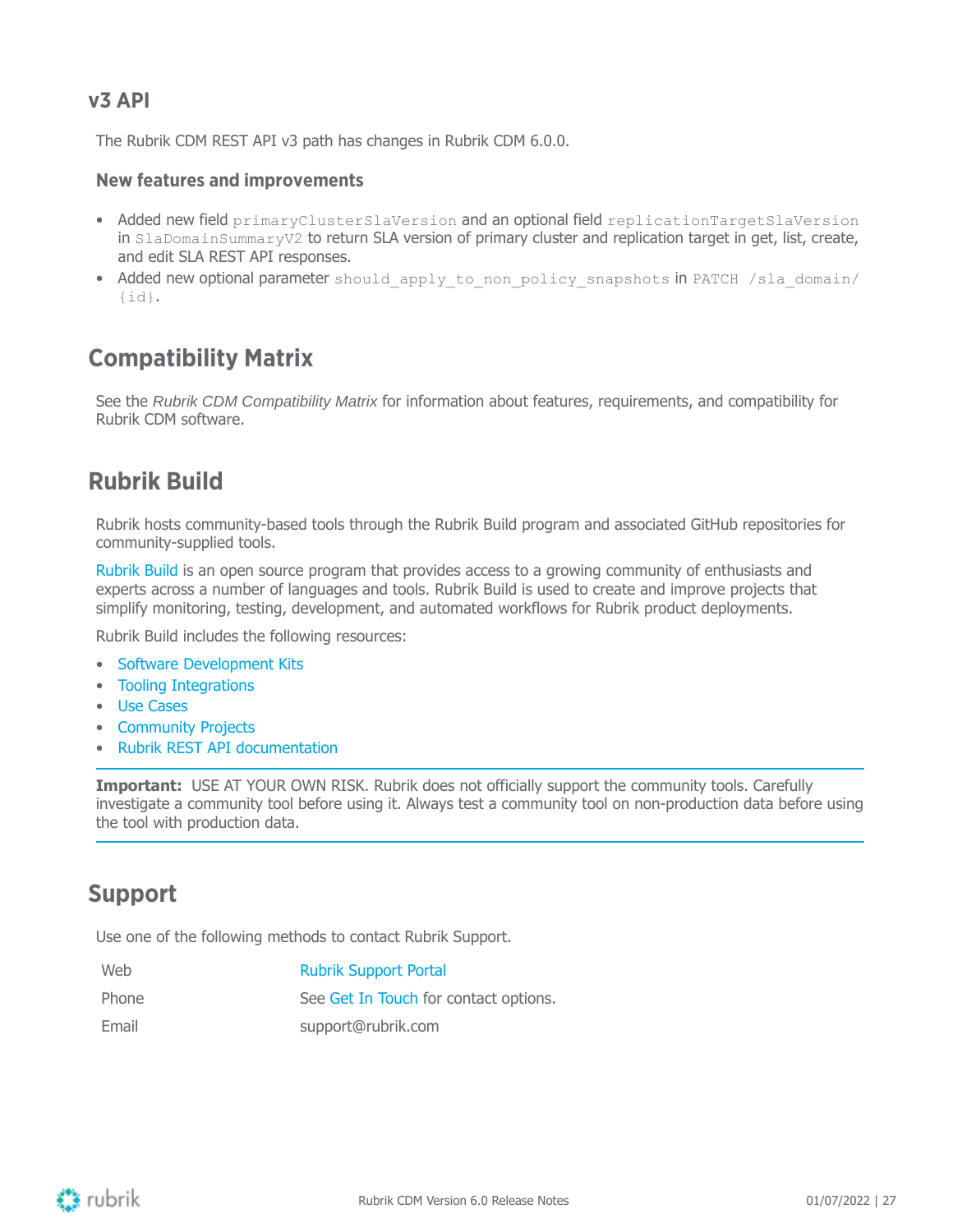### v3 API

The Rubrik CDM REST API v3 path has changes in Rubrik CDM 6.0.0.

#### New features and improvements

- Added new field `primaryClusterSlaVersion` and an optional field `replicationTargetSlaVersion` in `SlaDomainSummaryV2` to return SLA version of primary cluster and replication target in get, list, create, and edit SLA REST API responses.
- Added new optional parameter `should_apply_to_non_policy_snapshots` in `PATCH /sla_domain/{id}`.

## Compatibility Matrix

See the *Rubrik CDM Compatibility Matrix* for information about features, requirements, and compatibility for Rubrik CDM software.

## Rubrik Build

Rubrik hosts community-based tools through the Rubrik Build program and associated GitHub repositories for community-supplied tools.

Rubrik Build is an open source program that provides access to a growing community of enthusiasts and experts across a number of languages and tools. Rubrik Build is used to create and improve projects that simplify monitoring, testing, development, and automated workflows for Rubrik product deployments.

Rubrik Build includes the following resources:

- Software Development Kits
- Tooling Integrations
- Use Cases
- Community Projects
- Rubrik REST API documentation

**Important:** USE AT YOUR OWN RISK. Rubrik does not officially support the community tools. Carefully investigate a community tool before using it. Always test a community tool on non-production data before using the tool with production data.

## Support

Use one of the following methods to contact Rubrik Support.

| | |
|---|---|
| Web | Rubrik Support Portal |
| Phone | See Get In Touch for contact options. |
| Email | support@rubrik.com |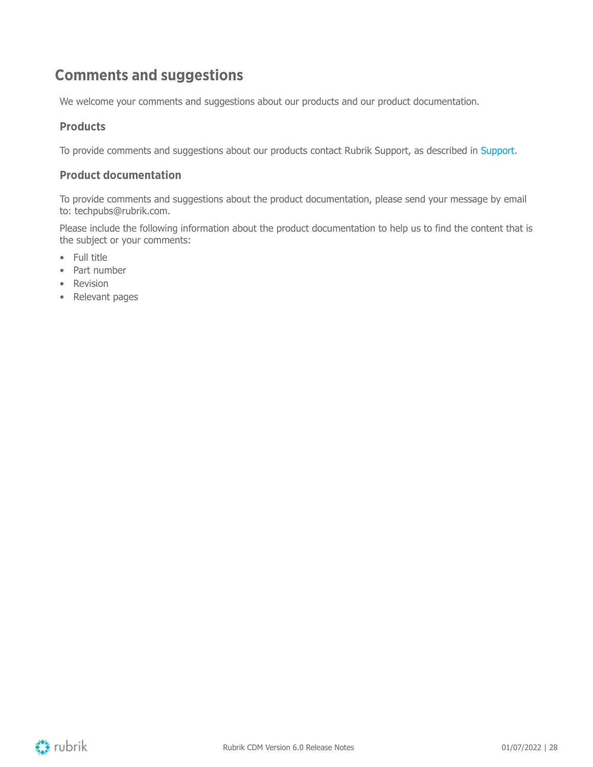## Comments and suggestions

We welcome your comments and suggestions about our products and our product documentation.

### Products

To provide comments and suggestions about our products contact Rubrik Support, as described in Support.

### Product documentation

To provide comments and suggestions about the product documentation, please send your message by email to: techpubs@rubrik.com.

Please include the following information about the product documentation to help us to find the content that is the subject or your comments:

- Full title
- Part number
- Revision
- Relevant pages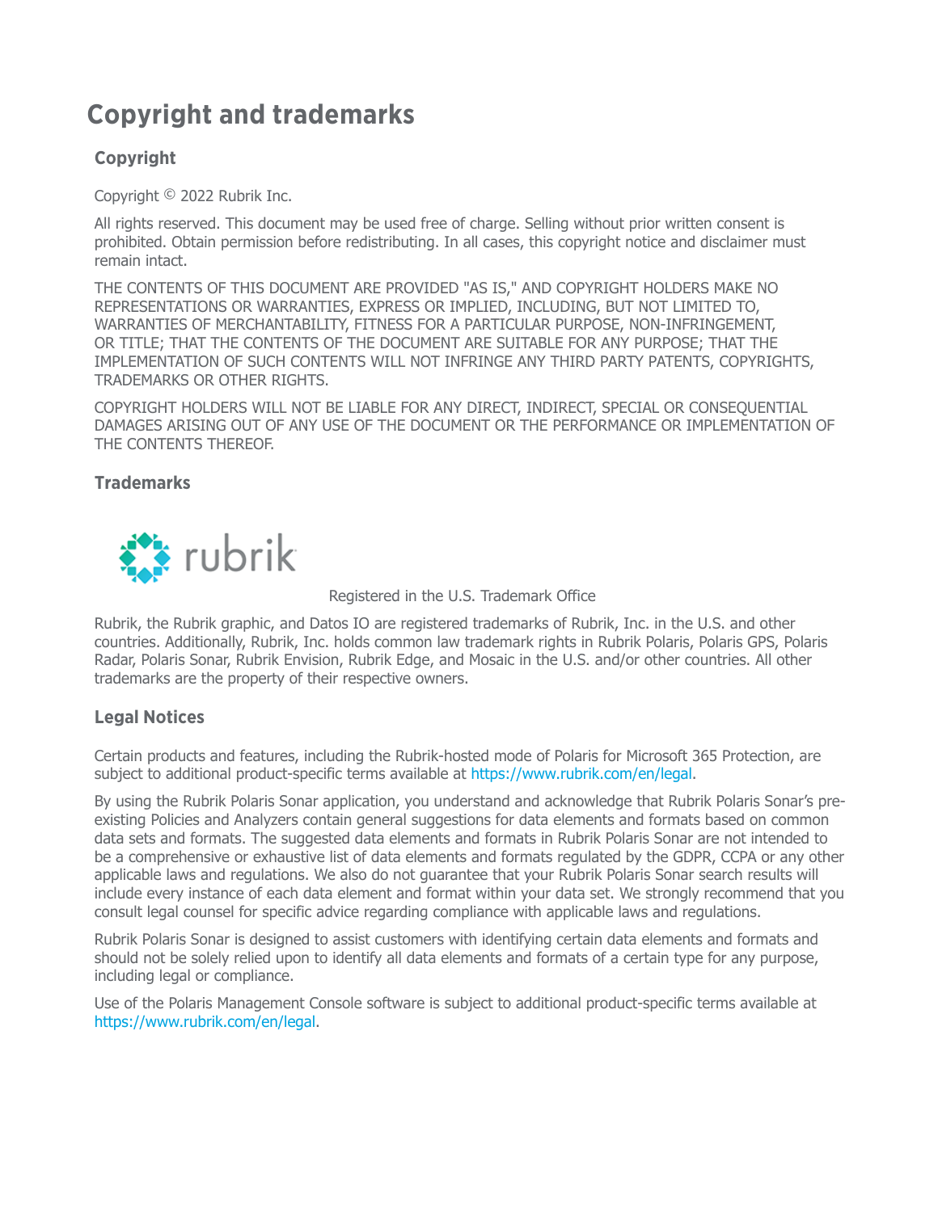# Copyright and trademarks

## Copyright

Copyright © 2022 Rubrik Inc.

All rights reserved. This document may be used free of charge. Selling without prior written consent is prohibited. Obtain permission before redistributing. In all cases, this copyright notice and disclaimer must remain intact.

THE CONTENTS OF THIS DOCUMENT ARE PROVIDED "AS IS," AND COPYRIGHT HOLDERS MAKE NO REPRESENTATIONS OR WARRANTIES, EXPRESS OR IMPLIED, INCLUDING, BUT NOT LIMITED TO, WARRANTIES OF MERCHANTABILITY, FITNESS FOR A PARTICULAR PURPOSE, NON-INFRINGEMENT, OR TITLE; THAT THE CONTENTS OF THE DOCUMENT ARE SUITABLE FOR ANY PURPOSE; THAT THE IMPLEMENTATION OF SUCH CONTENTS WILL NOT INFRINGE ANY THIRD PARTY PATENTS, COPYRIGHTS, TRADEMARKS OR OTHER RIGHTS.

COPYRIGHT HOLDERS WILL NOT BE LIABLE FOR ANY DIRECT, INDIRECT, SPECIAL OR CONSEQUENTIAL DAMAGES ARISING OUT OF ANY USE OF THE DOCUMENT OR THE PERFORMANCE OR IMPLEMENTATION OF THE CONTENTS THEREOF.

## Trademarks

rubrik

Registered in the U.S. Trademark Office

Rubrik, the Rubrik graphic, and Datos IO are registered trademarks of Rubrik, Inc. in the U.S. and other countries. Additionally, Rubrik, Inc. holds common law trademark rights in Rubrik Polaris, Polaris GPS, Polaris Radar, Polaris Sonar, Rubrik Envision, Rubrik Edge, and Mosaic in the U.S. and/or other countries. All other trademarks are the property of their respective owners.

## Legal Notices

Certain products and features, including the Rubrik-hosted mode of Polaris for Microsoft 365 Protection, are subject to additional product-specific terms available at https://www.rubrik.com/en/legal.

By using the Rubrik Polaris Sonar application, you understand and acknowledge that Rubrik Polaris Sonar's pre-existing Policies and Analyzers contain general suggestions for data elements and formats based on common data sets and formats. The suggested data elements and formats in Rubrik Polaris Sonar are not intended to be a comprehensive or exhaustive list of data elements and formats regulated by the GDPR, CCPA or any other applicable laws and regulations. We also do not guarantee that your Rubrik Polaris Sonar search results will include every instance of each data element and format within your data set. We strongly recommend that you consult legal counsel for specific advice regarding compliance with applicable laws and regulations.

Rubrik Polaris Sonar is designed to assist customers with identifying certain data elements and formats and should not be solely relied upon to identify all data elements and formats of a certain type for any purpose, including legal or compliance.

Use of the Polaris Management Console software is subject to additional product-specific terms available at https://www.rubrik.com/en/legal.